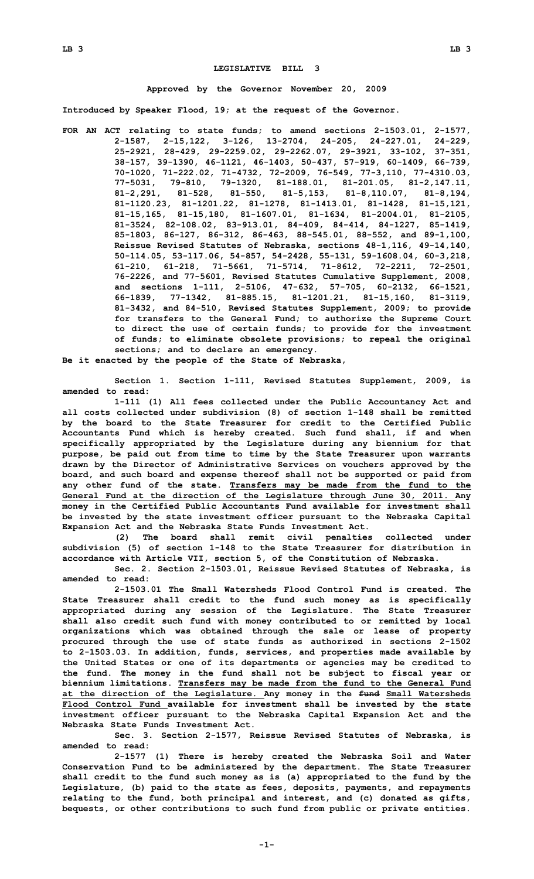# LEGISLATIVE BILL 3

**Approved by the Governor November 20, 2009**

**Introduced by Speaker Flood, 19; at the request of the Governor.**

**FOR AN ACT relating to state funds; to amend sections 2-1503.01, 2-1577, 2-1587, 2-15,122, 3-126, 13-2704, 24-205, 24-227.01, 24-229, 25-2921, 28-429, 29-2259.02, 29-2262.07, 29-3921, 33-102, 37-351, 38-157, 39-1390, 46-1121, 46-1403, 50-437, 57-919, 60-1409, 66-739, 70-1020, 71-222.02, 71-4732, 72-2009, 76-549, 77-3,110, 77-4310.03, 77-5031, 79-810, 79-1320, 81-188.01, 81-201.05, 81-2,147.11, 81-2,291, 81-528, 81-550, 81-5,153, 81-8,110.07, 81-8,194, 81-1120.23, 81-1201.22, 81-1278, 81-1413.01, 81-1428, 81-15,121, 81-15,165, 81-15,180, 81-1607.01, 81-1634, 81-2004.01, 81-2105, 81-3524, 82-108.02, 83-913.01, 84-409, 84-414, 84-1227, 85-1419, 85-1803, 86-127, 86-312, 86-463, 88-545.01, 88-552, and 89-1,100, Reissue Revised Statutes of Nebraska, sections 48-1,116, 49-14,140, 50-114.05, 53-117.06, 54-857, 54-2428, 55-131, 59-1608.04, 60-3,218, 61-210, 61-218, 71-5661, 71-5714, 71-8612, 72-2211, 72-2501, 76-2226, and 77-5601, Revised Statutes Cumulative Supplement, 2008, and sections 1-111, 2-5106, 47-632, 57-705, 60-2132, 66-1521, 66-1839, 77-1342, 81-885.15, 81-1201.21, 81-15,160, 81-3119, 81-3432, and 84-510, Revised Statutes Supplement, 2009; to provide for transfers to the General Fund; to authorize the Supreme Court to direct the use of certain funds; to provide for the investment of funds; to eliminate obsolete provisions; to repeal the original sections; and to declare an emergency.**

**Be it enacted by the people of the State of Nebraska,**

**Section 1. Section 1-111, Revised Statutes Supplement, 2009, is amended to read:**

**1-111 (1) All fees collected under the Public Accountancy Act and all costs collected under subdivision (8) of section 1-148 shall be remitted by the board to the State Treasurer for credit to the Certified Public Accountants Fund which is hereby created. Such fund shall, if and when specifically appropriated by the Legislature during any biennium for that purpose, be paid out from time to time by the State Treasurer upon warrants drawn by the Director of Administrative Services on vouchers approved by the board, and such board and expense thereof shall not be supported or paid from any other fund of the state. <u>Transfers may be made from the fund to the General Fund at the direction of the Legislature through June 30, 2011.</u> Any money in the Certified Public Accountants Fund available for investment shall be invested by the state investment officer pursuant to the Nebraska Capital Expansion Act and the Nebraska State Funds Investment Act.**

**(2) The board shall remit civil penalties collected under subdivision (5) of section 1-148 to the State Treasurer for distribution in accordance with Article VII, section 5, of the Constitution of Nebraska.**

**Sec. 2. Section 2-1503.01, Reissue Revised Statutes of Nebraska, is amended to read:**

**2-1503.01 The Small Watersheds Flood Control Fund is created. The State Treasurer shall credit to the fund such money as is specifically appropriated during any session of the Legislature. The State Treasurer shall also credit such fund with money contributed to or remitted by local organizations which was obtained through the sale or lease of property procured through the use of state funds as authorized in sections 2-1502 to 2-1503.03. In addition, funds, services, and properties made available by the United States or one of its departments or agencies may be credited to the fund. The money in the fund shall not be subject to fiscal year or biennium limitations. <u>Transfers may be made from the fund to the General Fund at the direction of the Legislature.</u> Any money in the ~~fund~~ <u>Small Watersheds Flood Control Fund</u> available for investment shall be invested by the state investment officer pursuant to the Nebraska Capital Expansion Act and the Nebraska State Funds Investment Act.**

**Sec. 3. Section 2-1577, Reissue Revised Statutes of Nebraska, is amended to read:**

**2-1577 (1) There is hereby created the Nebraska Soil and Water Conservation Fund to be administered by the department. The State Treasurer shall credit to the fund such money as is (a) appropriated to the fund by the Legislature, (b) paid to the state as fees, deposits, payments, and repayments relating to the fund, both principal and interest, and (c) donated as gifts, bequests, or other contributions to such fund from public or private entities.**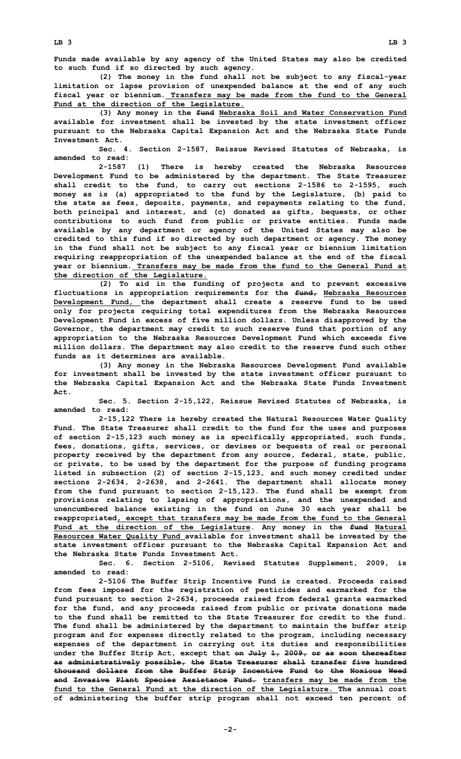Funds made available by any agency of the United States may also be credited to such fund if so directed by such agency.

(2) The money in the fund shall not be subject to any fiscal-year limitation or lapse provision of unexpended balance at the end of any such fiscal year or biennium. Transfers may be made from the fund to the General Fund at the direction of the Legislature.

(3) Any money in the ~~fund~~ Nebraska Soil and Water Conservation Fund available for investment shall be invested by the state investment officer pursuant to the Nebraska Capital Expansion Act and the Nebraska State Funds Investment Act.

Sec. 4. Section 2-1587, Reissue Revised Statutes of Nebraska, is amended to read:

2-1587 (1) There is hereby created the Nebraska Resources Development Fund to be administered by the department. The State Treasurer shall credit to the fund, to carry out sections 2-1586 to 2-1595, such money as is (a) appropriated to the fund by the Legislature, (b) paid to the state as fees, deposits, payments, and repayments relating to the fund, both principal and interest, and (c) donated as gifts, bequests, or other contributions to such fund from public or private entities. Funds made available by any department or agency of the United States may also be credited to this fund if so directed by such department or agency. The money in the fund shall not be subject to any fiscal year or biennium limitation requiring reappropriation of the unexpended balance at the end of the fiscal year or biennium. Transfers may be made from the fund to the General Fund at the direction of the Legislature.

(2) To aid in the funding of projects and to prevent excessive fluctuations in appropriation requirements for the ~~fund,~~ Nebraska Resources Development Fund, the department shall create a reserve fund to be used only for projects requiring total expenditures from the Nebraska Resources Development Fund in excess of five million dollars. Unless disapproved by the Governor, the department may credit to such reserve fund that portion of any appropriation to the Nebraska Resources Development Fund which exceeds five million dollars. The department may also credit to the reserve fund such other funds as it determines are available.

(3) Any money in the Nebraska Resources Development Fund available for investment shall be invested by the state investment officer pursuant to the Nebraska Capital Expansion Act and the Nebraska State Funds Investment Act.

Sec. 5. Section 2-15,122, Reissue Revised Statutes of Nebraska, is amended to read:

2-15,122 There is hereby created the Natural Resources Water Quality Fund. The State Treasurer shall credit to the fund for the uses and purposes of section 2-15,123 such money as is specifically appropriated, such funds, fees, donations, gifts, services, or devises or bequests of real or personal property received by the department from any source, federal, state, public, or private, to be used by the department for the purpose of funding programs listed in subsection (2) of section 2-15,123, and such money credited under sections 2-2634, 2-2638, and 2-2641. The department shall allocate money from the fund pursuant to section 2-15,123. The fund shall be exempt from provisions relating to lapsing of appropriations, and the unexpended and unencumbered balance existing in the fund on June 30 each year shall be reappropriated, except that transfers may be made from the fund to the General Fund at the direction of the Legislature. Any money in the ~~fund~~ Natural Resources Water Quality Fund available for investment shall be invested by the state investment officer pursuant to the Nebraska Capital Expansion Act and the Nebraska State Funds Investment Act.

Sec. 6. Section 2-5106, Revised Statutes Supplement, 2009, is amended to read:

2-5106 The Buffer Strip Incentive Fund is created. Proceeds raised from fees imposed for the registration of pesticides and earmarked for the fund pursuant to section 2-2634, proceeds raised from federal grants earmarked for the fund, and any proceeds raised from public or private donations made to the fund shall be remitted to the State Treasurer for credit to the fund. The fund shall be administered by the department to maintain the buffer strip program and for expenses directly related to the program, including necessary expenses of the department in carrying out its duties and responsibilities under the Buffer Strip Act, except that ~~on July 1, 2009, or as soon thereafter as administratively possible, the State Treasurer shall transfer five hundred thousand dollars from the Buffer Strip Incentive Fund to the Noxious Weed and Invasive Plant Species Assistance Fund.~~ transfers may be made from the fund to the General Fund at the direction of the Legislature. The annual cost of administering the buffer strip program shall not exceed ten percent of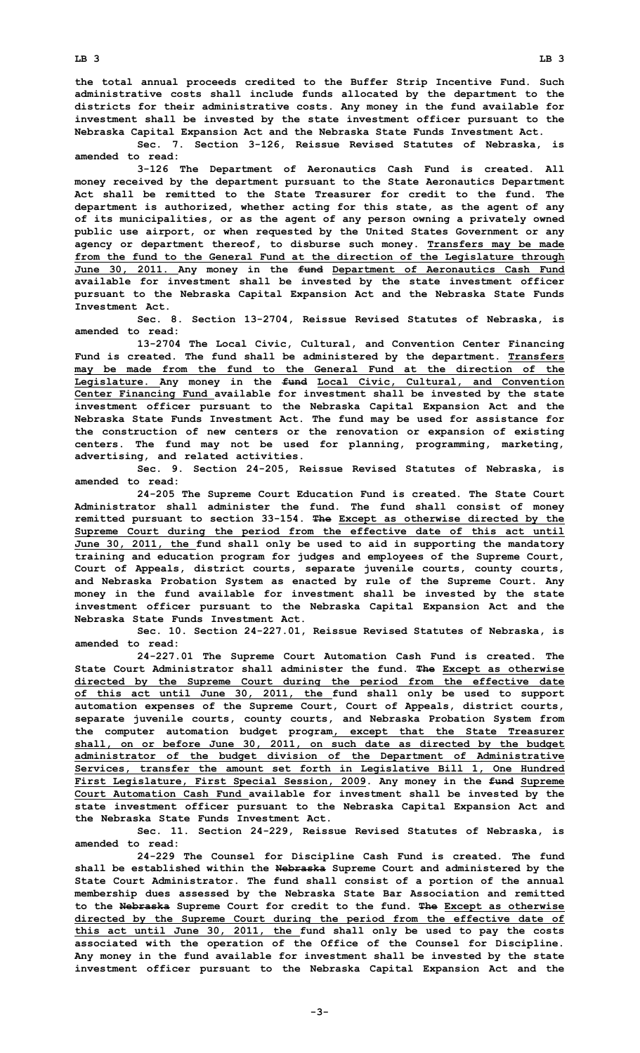the total annual proceeds credited to the Buffer Strip Incentive Fund. Such administrative costs shall include funds allocated by the department to the districts for their administrative costs. Any money in the fund available for investment shall be invested by the state investment officer pursuant to the Nebraska Capital Expansion Act and the Nebraska State Funds Investment Act.

Sec. 7. Section 3-126, Reissue Revised Statutes of Nebraska, is amended to read:

3-126 The Department of Aeronautics Cash Fund is created. All money received by the department pursuant to the State Aeronautics Department Act shall be remitted to the State Treasurer for credit to the fund. The department is authorized, whether acting for this state, as the agent of any of its municipalities, or as the agent of any person owning a privately owned public use airport, or when requested by the United States Government or any agency or department thereof, to disburse such money. Transfers may be made from the fund to the General Fund at the direction of the Legislature through June 30, 2011. Any money in the ~~fund~~ Department of Aeronautics Cash Fund available for investment shall be invested by the state investment officer pursuant to the Nebraska Capital Expansion Act and the Nebraska State Funds Investment Act.

Sec. 8. Section 13-2704, Reissue Revised Statutes of Nebraska, is amended to read:

13-2704 The Local Civic, Cultural, and Convention Center Financing Fund is created. The fund shall be administered by the department. Transfers may be made from the fund to the General Fund at the direction of the Legislature. Any money in the ~~fund~~ Local Civic, Cultural, and Convention Center Financing Fund available for investment shall be invested by the state investment officer pursuant to the Nebraska Capital Expansion Act and the Nebraska State Funds Investment Act. The fund may be used for assistance for the construction of new centers or the renovation or expansion of existing centers. The fund may not be used for planning, programming, marketing, advertising, and related activities.

Sec. 9. Section 24-205, Reissue Revised Statutes of Nebraska, is amended to read:

24-205 The Supreme Court Education Fund is created. The State Court Administrator shall administer the fund. The fund shall consist of money remitted pursuant to section 33-154. ~~The~~ Except as otherwise directed by the Supreme Court during the period from the effective date of this act until June 30, 2011, the fund shall only be used to aid in supporting the mandatory training and education program for judges and employees of the Supreme Court, Court of Appeals, district courts, separate juvenile courts, county courts, and Nebraska Probation System as enacted by rule of the Supreme Court. Any money in the fund available for investment shall be invested by the state investment officer pursuant to the Nebraska Capital Expansion Act and the Nebraska State Funds Investment Act.

Sec. 10. Section 24-227.01, Reissue Revised Statutes of Nebraska, is amended to read:

24-227.01 The Supreme Court Automation Cash Fund is created. The State Court Administrator shall administer the fund. ~~The~~ Except as otherwise directed by the Supreme Court during the period from the effective date of this act until June 30, 2011, the fund shall only be used to support automation expenses of the Supreme Court, Court of Appeals, district courts, separate juvenile courts, county courts, and Nebraska Probation System from the computer automation budget program, except that the State Treasurer shall, on or before June 30, 2011, on such date as directed by the budget administrator of the budget division of the Department of Administrative Services, transfer the amount set forth in Legislative Bill 1, One Hundred First Legislature, First Special Session, 2009. Any money in the ~~fund~~ Supreme Court Automation Cash Fund available for investment shall be invested by the state investment officer pursuant to the Nebraska Capital Expansion Act and the Nebraska State Funds Investment Act.

Sec. 11. Section 24-229, Reissue Revised Statutes of Nebraska, is amended to read:

24-229 The Counsel for Discipline Cash Fund is created. The fund shall be established within the ~~Nebraska~~ Supreme Court and administered by the State Court Administrator. The fund shall consist of a portion of the annual membership dues assessed by the Nebraska State Bar Association and remitted to the ~~Nebraska~~ Supreme Court for credit to the fund. ~~The~~ Except as otherwise directed by the Supreme Court during the period from the effective date of this act until June 30, 2011, the fund shall only be used to pay the costs associated with the operation of the Office of the Counsel for Discipline. Any money in the fund available for investment shall be invested by the state investment officer pursuant to the Nebraska Capital Expansion Act and the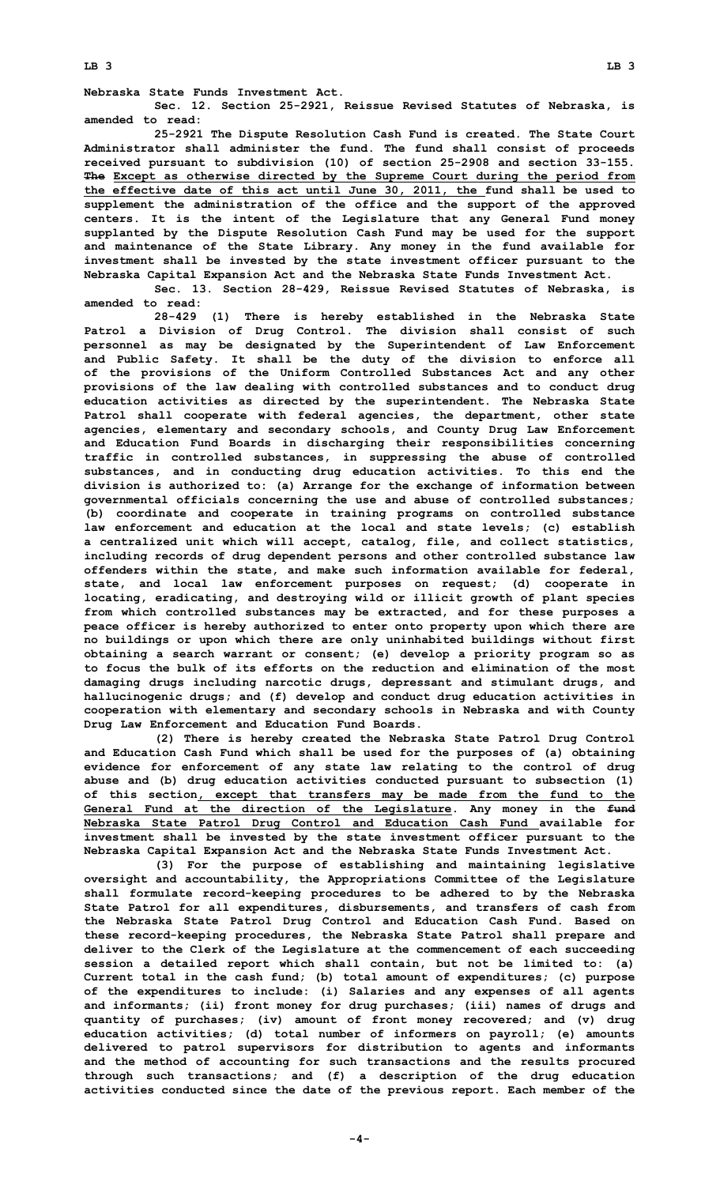Nebraska State Funds Investment Act.

Sec. 12. Section 25-2921, Reissue Revised Statutes of Nebraska, is amended to read:

25-2921 The Dispute Resolution Cash Fund is created. The State Court Administrator shall administer the fund. The fund shall consist of proceeds received pursuant to subdivision (10) of section 25-2908 and section 33-155. ~~The~~ Except as otherwise directed by the Supreme Court during the period from the effective date of this act until June 30, 2011, the fund shall be used to supplement the administration of the office and the support of the approved centers. It is the intent of the Legislature that any General Fund money supplanted by the Dispute Resolution Cash Fund may be used for the support and maintenance of the State Library. Any money in the fund available for investment shall be invested by the state investment officer pursuant to the Nebraska Capital Expansion Act and the Nebraska State Funds Investment Act.

Sec. 13. Section 28-429, Reissue Revised Statutes of Nebraska, is amended to read:

28-429 (1) There is hereby established in the Nebraska State Patrol a Division of Drug Control. The division shall consist of such personnel as may be designated by the Superintendent of Law Enforcement and Public Safety. It shall be the duty of the division to enforce all of the provisions of the Uniform Controlled Substances Act and any other provisions of the law dealing with controlled substances and to conduct drug education activities as directed by the superintendent. The Nebraska State Patrol shall cooperate with federal agencies, the department, other state agencies, elementary and secondary schools, and County Drug Law Enforcement and Education Fund Boards in discharging their responsibilities concerning traffic in controlled substances, in suppressing the abuse of controlled substances, and in conducting drug education activities. To this end the division is authorized to: (a) Arrange for the exchange of information between governmental officials concerning the use and abuse of controlled substances; (b) coordinate and cooperate in training programs on controlled substance law enforcement and education at the local and state levels; (c) establish a centralized unit which will accept, catalog, file, and collect statistics, including records of drug dependent persons and other controlled substance law offenders within the state, and make such information available for federal, state, and local law enforcement purposes on request; (d) cooperate in locating, eradicating, and destroying wild or illicit growth of plant species from which controlled substances may be extracted, and for these purposes a peace officer is hereby authorized to enter onto property upon which there are no buildings or upon which there are only uninhabited buildings without first obtaining a search warrant or consent; (e) develop a priority program so as to focus the bulk of its efforts on the reduction and elimination of the most damaging drugs including narcotic drugs, depressant and stimulant drugs, and hallucinogenic drugs; and (f) develop and conduct drug education activities in cooperation with elementary and secondary schools in Nebraska and with County Drug Law Enforcement and Education Fund Boards.

(2) There is hereby created the Nebraska State Patrol Drug Control and Education Cash Fund which shall be used for the purposes of (a) obtaining evidence for enforcement of any state law relating to the control of drug abuse and (b) drug education activities conducted pursuant to subsection (1) of this section, except that transfers may be made from the fund to the General Fund at the direction of the Legislature. Any money in the ~~fund~~ Nebraska State Patrol Drug Control and Education Cash Fund available for investment shall be invested by the state investment officer pursuant to the Nebraska Capital Expansion Act and the Nebraska State Funds Investment Act.

(3) For the purpose of establishing and maintaining legislative oversight and accountability, the Appropriations Committee of the Legislature shall formulate record-keeping procedures to be adhered to by the Nebraska State Patrol for all expenditures, disbursements, and transfers of cash from the Nebraska State Patrol Drug Control and Education Cash Fund. Based on these record-keeping procedures, the Nebraska State Patrol shall prepare and deliver to the Clerk of the Legislature at the commencement of each succeeding session a detailed report which shall contain, but not be limited to: (a) Current total in the cash fund; (b) total amount of expenditures; (c) purpose of the expenditures to include: (i) Salaries and any expenses of all agents and informants; (ii) front money for drug purchases; (iii) names of drugs and quantity of purchases; (iv) amount of front money recovered; and (v) drug education activities; (d) total number of informers on payroll; (e) amounts delivered to patrol supervisors for distribution to agents and informants and the method of accounting for such transactions and the results procured through such transactions; and (f) a description of the drug education activities conducted since the date of the previous report. Each member of the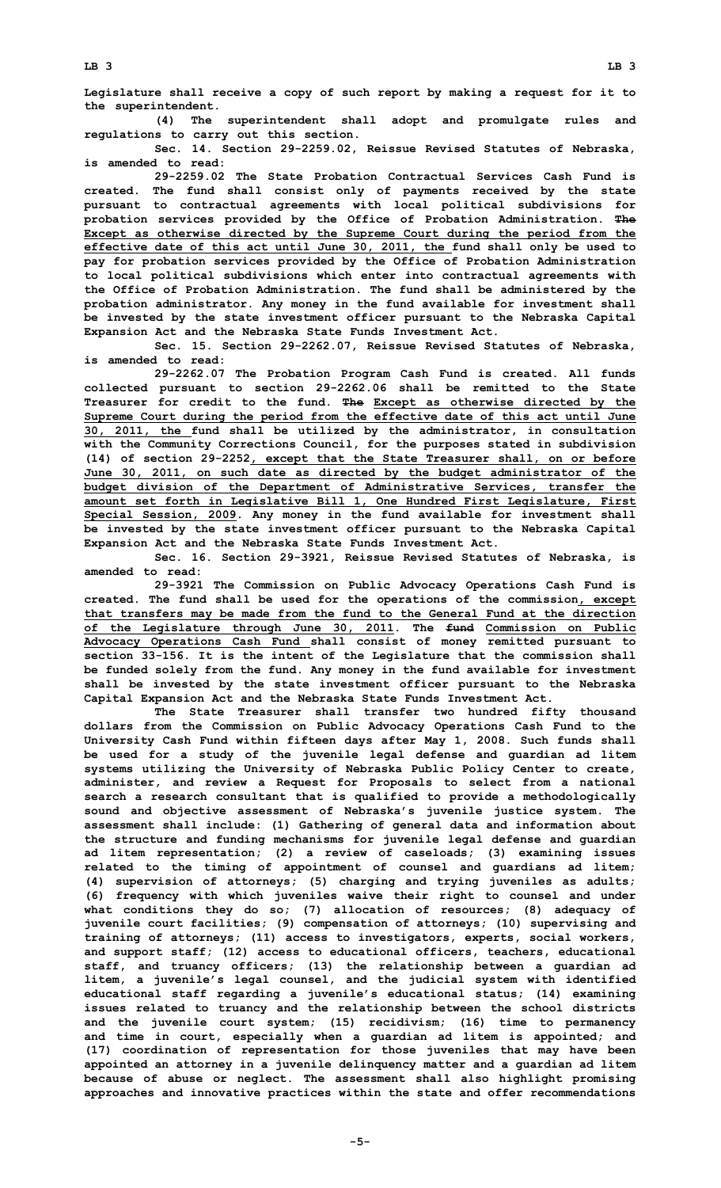Legislature shall receive a copy of such report by making a request for it to the superintendent.

(4) The superintendent shall adopt and promulgate rules and regulations to carry out this section.

Sec. 14. Section 29-2259.02, Reissue Revised Statutes of Nebraska, is amended to read:

29-2259.02 The State Probation Contractual Services Cash Fund is created. The fund shall consist only of payments received by the state pursuant to contractual agreements with local political subdivisions for probation services provided by the Office of Probation Administration. ~~The~~ Except as otherwise directed by the Supreme Court during the period from the effective date of this act until June 30, 2011, the fund shall only be used to pay for probation services provided by the Office of Probation Administration to local political subdivisions which enter into contractual agreements with the Office of Probation Administration. The fund shall be administered by the probation administrator. Any money in the fund available for investment shall be invested by the state investment officer pursuant to the Nebraska Capital Expansion Act and the Nebraska State Funds Investment Act.

Sec. 15. Section 29-2262.07, Reissue Revised Statutes of Nebraska, is amended to read:

29-2262.07 The Probation Program Cash Fund is created. All funds collected pursuant to section 29-2262.06 shall be remitted to the State Treasurer for credit to the fund. ~~The~~ Except as otherwise directed by the Supreme Court during the period from the effective date of this act until June 30, 2011, the fund shall be utilized by the administrator, in consultation with the Community Corrections Council, for the purposes stated in subdivision (14) of section 29-2252, except that the State Treasurer shall, on or before June 30, 2011, on such date as directed by the budget administrator of the budget division of the Department of Administrative Services, transfer the amount set forth in Legislative Bill 1, One Hundred First Legislature, First Special Session, 2009. Any money in the fund available for investment shall be invested by the state investment officer pursuant to the Nebraska Capital Expansion Act and the Nebraska State Funds Investment Act.

Sec. 16. Section 29-3921, Reissue Revised Statutes of Nebraska, is amended to read:

29-3921 The Commission on Public Advocacy Operations Cash Fund is created. The fund shall be used for the operations of the commission, except that transfers may be made from the fund to the General Fund at the direction of the Legislature through June 30, 2011. The ~~fund~~ Commission on Public Advocacy Operations Cash Fund shall consist of money remitted pursuant to section 33-156. It is the intent of the Legislature that the commission shall be funded solely from the fund. Any money in the fund available for investment shall be invested by the state investment officer pursuant to the Nebraska Capital Expansion Act and the Nebraska State Funds Investment Act.

The State Treasurer shall transfer two hundred fifty thousand dollars from the Commission on Public Advocacy Operations Cash Fund to the University Cash Fund within fifteen days after May 1, 2008. Such funds shall be used for a study of the juvenile legal defense and guardian ad litem systems utilizing the University of Nebraska Public Policy Center to create, administer, and review a Request for Proposals to select from a national search a research consultant that is qualified to provide a methodologically sound and objective assessment of Nebraska's juvenile justice system. The assessment shall include: (1) Gathering of general data and information about the structure and funding mechanisms for juvenile legal defense and guardian ad litem representation; (2) a review of caseloads; (3) examining issues related to the timing of appointment of counsel and guardians ad litem; (4) supervision of attorneys; (5) charging and trying juveniles as adults; (6) frequency with which juveniles waive their right to counsel and under what conditions they do so; (7) allocation of resources; (8) adequacy of juvenile court facilities; (9) compensation of attorneys; (10) supervising and training of attorneys; (11) access to investigators, experts, social workers, and support staff; (12) access to educational officers, teachers, educational staff, and truancy officers; (13) the relationship between a guardian ad litem, a juvenile's legal counsel, and the judicial system with identified educational staff regarding a juvenile's educational status; (14) examining issues related to truancy and the relationship between the school districts and the juvenile court system; (15) recidivism; (16) time to permanency and time in court, especially when a guardian ad litem is appointed; and (17) coordination of representation for those juveniles that may have been appointed an attorney in a juvenile delinquency matter and a guardian ad litem because of abuse or neglect. The assessment shall also highlight promising approaches and innovative practices within the state and offer recommendations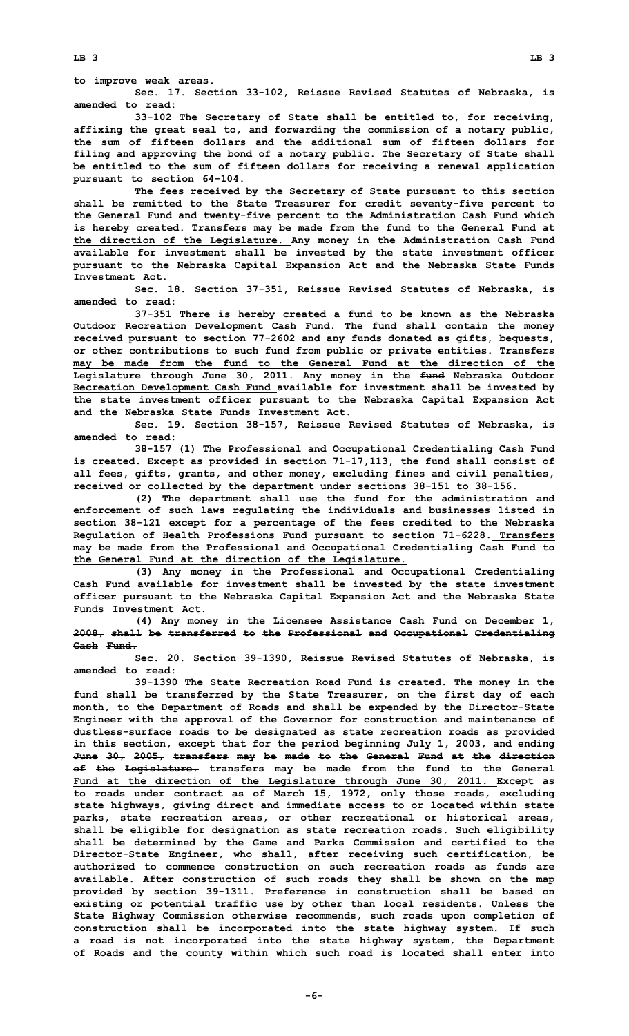to improve weak areas.

Sec. 17. Section 33-102, Reissue Revised Statutes of Nebraska, is amended to read:

33-102 The Secretary of State shall be entitled to, for receiving, affixing the great seal to, and forwarding the commission of a notary public, the sum of fifteen dollars and the additional sum of fifteen dollars for filing and approving the bond of a notary public. The Secretary of State shall be entitled to the sum of fifteen dollars for receiving a renewal application pursuant to section 64-104.

The fees received by the Secretary of State pursuant to this section shall be remitted to the State Treasurer for credit seventy-five percent to the General Fund and twenty-five percent to the Administration Cash Fund which is hereby created. Transfers may be made from the fund to the General Fund at the direction of the Legislature. Any money in the Administration Cash Fund available for investment shall be invested by the state investment officer pursuant to the Nebraska Capital Expansion Act and the Nebraska State Funds Investment Act.

Sec. 18. Section 37-351, Reissue Revised Statutes of Nebraska, is amended to read:

37-351 There is hereby created a fund to be known as the Nebraska Outdoor Recreation Development Cash Fund. The fund shall contain the money received pursuant to section 77-2602 and any funds donated as gifts, bequests, or other contributions to such fund from public or private entities. Transfers may be made from the fund to the General Fund at the direction of the Legislature through June 30, 2011. Any money in the ~~fund~~ Nebraska Outdoor Recreation Development Cash Fund available for investment shall be invested by the state investment officer pursuant to the Nebraska Capital Expansion Act and the Nebraska State Funds Investment Act.

Sec. 19. Section 38-157, Reissue Revised Statutes of Nebraska, is amended to read:

38-157 (1) The Professional and Occupational Credentialing Cash Fund is created. Except as provided in section 71-17,113, the fund shall consist of all fees, gifts, grants, and other money, excluding fines and civil penalties, received or collected by the department under sections 38-151 to 38-156.

(2) The department shall use the fund for the administration and enforcement of such laws regulating the individuals and businesses listed in section 38-121 except for a percentage of the fees credited to the Nebraska Regulation of Health Professions Fund pursuant to section 71-6228. Transfers may be made from the Professional and Occupational Credentialing Cash Fund to the General Fund at the direction of the Legislature.

(3) Any money in the Professional and Occupational Credentialing Cash Fund available for investment shall be invested by the state investment officer pursuant to the Nebraska Capital Expansion Act and the Nebraska State Funds Investment Act.

~~(4) Any money in the Licensee Assistance Cash Fund on December 1, 2008, shall be transferred to the Professional and Occupational Credentialing Cash Fund.~~

Sec. 20. Section 39-1390, Reissue Revised Statutes of Nebraska, is amended to read:

39-1390 The State Recreation Road Fund is created. The money in the fund shall be transferred by the State Treasurer, on the first day of each month, to the Department of Roads and shall be expended by the Director-State Engineer with the approval of the Governor for construction and maintenance of dustless-surface roads to be designated as state recreation roads as provided in this section, except that ~~for the period beginning July 1, 2003, and ending June 30, 2005, transfers may be made to the General Fund at the direction of the Legislature.~~ transfers may be made from the fund to the General Fund at the direction of the Legislature through June 30, 2011. Except as to roads under contract as of March 15, 1972, only those roads, excluding state highways, giving direct and immediate access to or located within state parks, state recreation areas, or other recreational or historical areas, shall be eligible for designation as state recreation roads. Such eligibility shall be determined by the Game and Parks Commission and certified to the Director-State Engineer, who shall, after receiving such certification, be authorized to commence construction on such recreation roads as funds are available. After construction of such roads they shall be shown on the map provided by section 39-1311. Preference in construction shall be based on existing or potential traffic use by other than local residents. Unless the State Highway Commission otherwise recommends, such roads upon completion of construction shall be incorporated into the state highway system. If such a road is not incorporated into the state highway system, the Department of Roads and the county within which such road is located shall enter into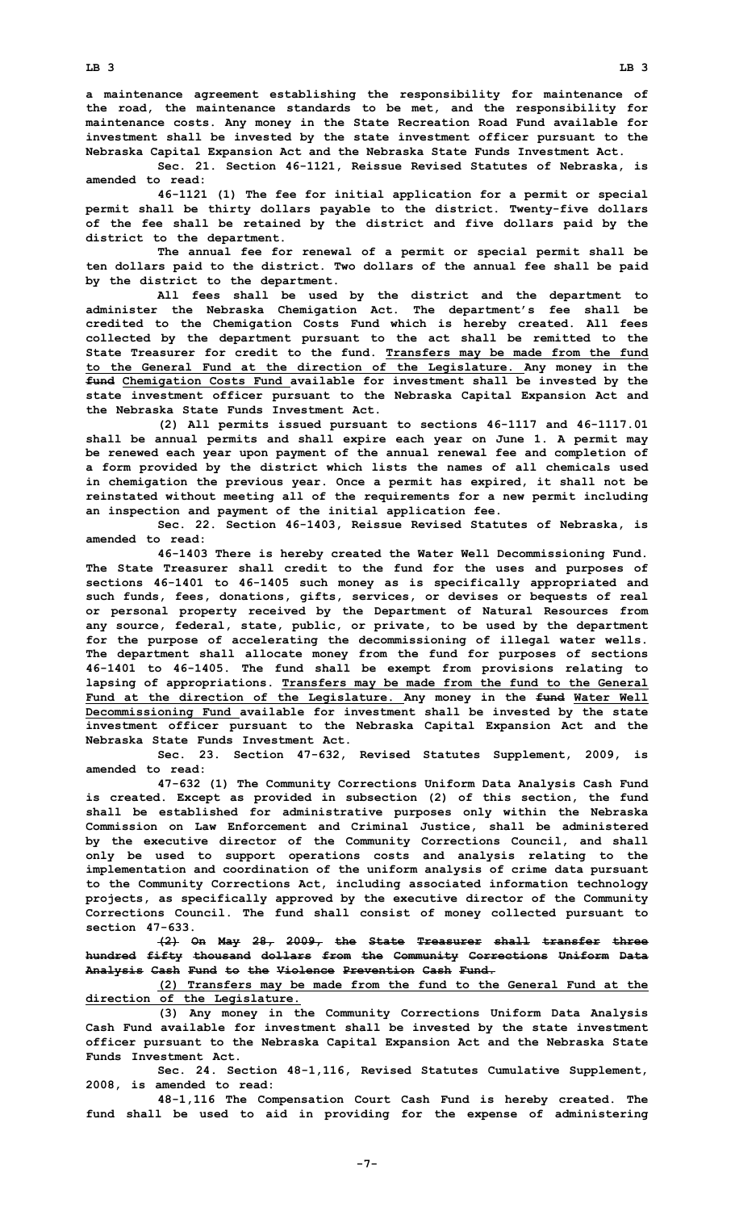a maintenance agreement establishing the responsibility for maintenance of the road, the maintenance standards to be met, and the responsibility for maintenance costs. Any money in the State Recreation Road Fund available for investment shall be invested by the state investment officer pursuant to the Nebraska Capital Expansion Act and the Nebraska State Funds Investment Act.

Sec. 21. Section 46-1121, Reissue Revised Statutes of Nebraska, is amended to read:

46-1121 (1) The fee for initial application for a permit or special permit shall be thirty dollars payable to the district. Twenty-five dollars of the fee shall be retained by the district and five dollars paid by the district to the department.

The annual fee for renewal of a permit or special permit shall be ten dollars paid to the district. Two dollars of the annual fee shall be paid by the district to the department.

All fees shall be used by the district and the department to administer the Nebraska Chemigation Act. The department's fee shall be credited to the Chemigation Costs Fund which is hereby created. All fees collected by the department pursuant to the act shall be remitted to the State Treasurer for credit to the fund. Transfers may be made from the fund to the General Fund at the direction of the Legislature. Any money in the ~~fund~~ Chemigation Costs Fund available for investment shall be invested by the state investment officer pursuant to the Nebraska Capital Expansion Act and the Nebraska State Funds Investment Act.

(2) All permits issued pursuant to sections 46-1117 and 46-1117.01 shall be annual permits and shall expire each year on June 1. A permit may be renewed each year upon payment of the annual renewal fee and completion of a form provided by the district which lists the names of all chemicals used in chemigation the previous year. Once a permit has expired, it shall not be reinstated without meeting all of the requirements for a new permit including an inspection and payment of the initial application fee.

Sec. 22. Section 46-1403, Reissue Revised Statutes of Nebraska, is amended to read:

46-1403 There is hereby created the Water Well Decommissioning Fund. The State Treasurer shall credit to the fund for the uses and purposes of sections 46-1401 to 46-1405 such money as is specifically appropriated and such funds, fees, donations, gifts, services, or devises or bequests of real or personal property received by the Department of Natural Resources from any source, federal, state, public, or private, to be used by the department for the purpose of accelerating the decommissioning of illegal water wells. The department shall allocate money from the fund for purposes of sections 46-1401 to 46-1405. The fund shall be exempt from provisions relating to lapsing of appropriations. Transfers may be made from the fund to the General Fund at the direction of the Legislature. Any money in the ~~fund~~ Water Well Decommissioning Fund available for investment shall be invested by the state investment officer pursuant to the Nebraska Capital Expansion Act and the Nebraska State Funds Investment Act.

Sec. 23. Section 47-632, Revised Statutes Supplement, 2009, is amended to read:

47-632 (1) The Community Corrections Uniform Data Analysis Cash Fund is created. Except as provided in subsection (2) of this section, the fund shall be established for administrative purposes only within the Nebraska Commission on Law Enforcement and Criminal Justice, shall be administered by the executive director of the Community Corrections Council, and shall only be used to support operations costs and analysis relating to the implementation and coordination of the uniform analysis of crime data pursuant to the Community Corrections Act, including associated information technology projects, as specifically approved by the executive director of the Community Corrections Council. The fund shall consist of money collected pursuant to section 47-633.

~~(2) On May 28, 2009, the State Treasurer shall transfer three hundred fifty thousand dollars from the Community Corrections Uniform Data Analysis Cash Fund to the Violence Prevention Cash Fund.~~

(2) Transfers may be made from the fund to the General Fund at the direction of the Legislature.

(3) Any money in the Community Corrections Uniform Data Analysis Cash Fund available for investment shall be invested by the state investment officer pursuant to the Nebraska Capital Expansion Act and the Nebraska State Funds Investment Act.

Sec. 24. Section 48-1,116, Revised Statutes Cumulative Supplement, 2008, is amended to read:

48-1,116 The Compensation Court Cash Fund is hereby created. The fund shall be used to aid in providing for the expense of administering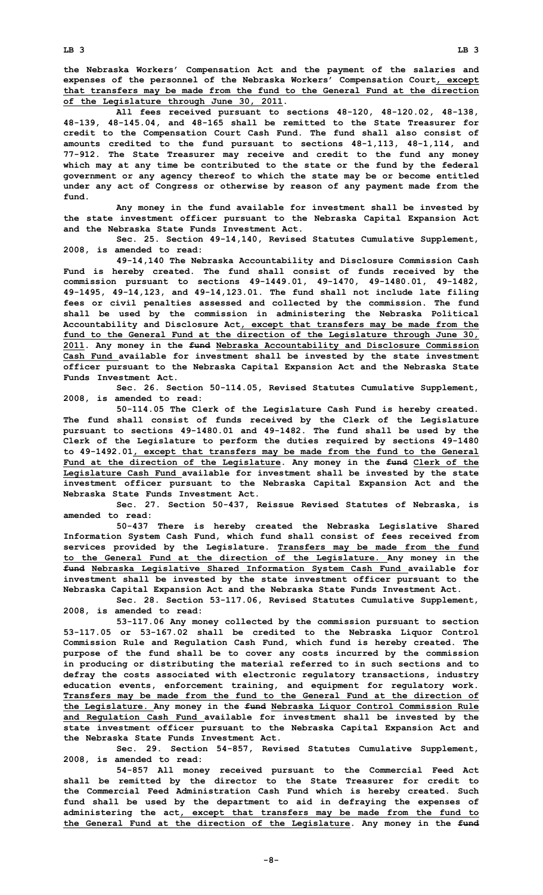the Nebraska Workers' Compensation Act and the payment of the salaries and expenses of the personnel of the Nebraska Workers' Compensation Court, except that transfers may be made from the fund to the General Fund at the direction of the Legislature through June 30, 2011.

All fees received pursuant to sections 48-120, 48-120.02, 48-138, 48-139, 48-145.04, and 48-165 shall be remitted to the State Treasurer for credit to the Compensation Court Cash Fund. The fund shall also consist of amounts credited to the fund pursuant to sections 48-1,113, 48-1,114, and 77-912. The State Treasurer may receive and credit to the fund any money which may at any time be contributed to the state or the fund by the federal government or any agency thereof to which the state may be or become entitled under any act of Congress or otherwise by reason of any payment made from the fund.

Any money in the fund available for investment shall be invested by the state investment officer pursuant to the Nebraska Capital Expansion Act and the Nebraska State Funds Investment Act.

Sec. 25. Section 49-14,140, Revised Statutes Cumulative Supplement, 2008, is amended to read:

49-14,140 The Nebraska Accountability and Disclosure Commission Cash Fund is hereby created. The fund shall consist of funds received by the commission pursuant to sections 49-1449.01, 49-1470, 49-1480.01, 49-1482, 49-1495, 49-14,123, and 49-14,123.01. The fund shall not include late filing fees or civil penalties assessed and collected by the commission. The fund shall be used by the commission in administering the Nebraska Political Accountability and Disclosure Act, except that transfers may be made from the fund to the General Fund at the direction of the Legislature through June 30, 2011. Any money in the fund Nebraska Accountability and Disclosure Commission Cash Fund available for investment shall be invested by the state investment officer pursuant to the Nebraska Capital Expansion Act and the Nebraska State Funds Investment Act.

Sec. 26. Section 50-114.05, Revised Statutes Cumulative Supplement, 2008, is amended to read:

50-114.05 The Clerk of the Legislature Cash Fund is hereby created. The fund shall consist of funds received by the Clerk of the Legislature pursuant to sections 49-1480.01 and 49-1482. The fund shall be used by the Clerk of the Legislature to perform the duties required by sections 49-1480 to 49-1492.01, except that transfers may be made from the fund to the General Fund at the direction of the Legislature. Any money in the fund Clerk of the Legislature Cash Fund available for investment shall be invested by the state investment officer pursuant to the Nebraska Capital Expansion Act and the Nebraska State Funds Investment Act.

Sec. 27. Section 50-437, Reissue Revised Statutes of Nebraska, is amended to read:

50-437 There is hereby created the Nebraska Legislative Shared Information System Cash Fund, which fund shall consist of fees received from services provided by the Legislature. Transfers may be made from the fund to the General Fund at the direction of the Legislature. Any money in the fund Nebraska Legislative Shared Information System Cash Fund available for investment shall be invested by the state investment officer pursuant to the Nebraska Capital Expansion Act and the Nebraska State Funds Investment Act.

Sec. 28. Section 53-117.06, Revised Statutes Cumulative Supplement, 2008, is amended to read:

53-117.06 Any money collected by the commission pursuant to section 53-117.05 or 53-167.02 shall be credited to the Nebraska Liquor Control Commission Rule and Regulation Cash Fund, which fund is hereby created. The purpose of the fund shall be to cover any costs incurred by the commission in producing or distributing the material referred to in such sections and to defray the costs associated with electronic regulatory transactions, industry education events, enforcement training, and equipment for regulatory work. Transfers may be made from the fund to the General Fund at the direction of the Legislature. Any money in the fund Nebraska Liquor Control Commission Rule and Regulation Cash Fund available for investment shall be invested by the state investment officer pursuant to the Nebraska Capital Expansion Act and the Nebraska State Funds Investment Act.

Sec. 29. Section 54-857, Revised Statutes Cumulative Supplement, 2008, is amended to read:

54-857 All money received pursuant to the Commercial Feed Act shall be remitted by the director to the State Treasurer for credit to the Commercial Feed Administration Cash Fund which is hereby created. Such fund shall be used by the department to aid in defraying the expenses of administering the act, except that transfers may be made from the fund to the General Fund at the direction of the Legislature. Any money in the fund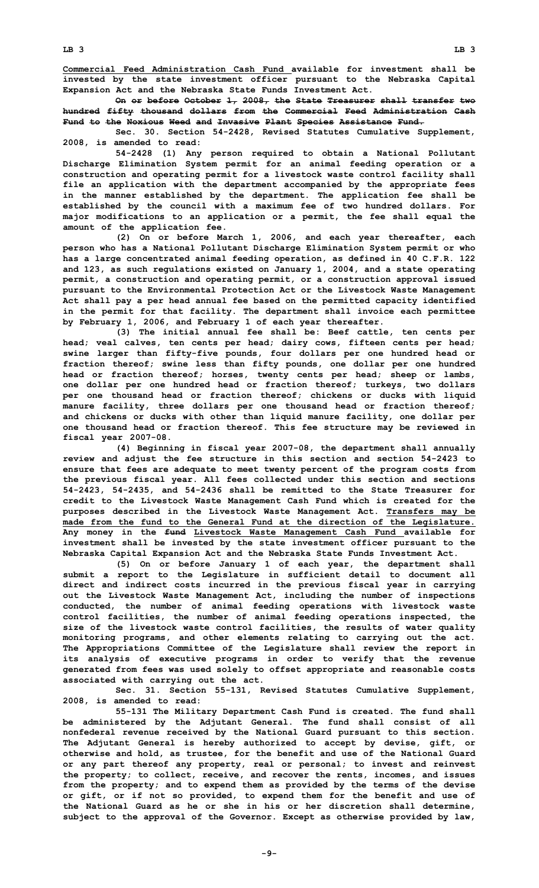Commercial Feed Administration Cash Fund available for investment shall be invested by the state investment officer pursuant to the Nebraska Capital Expansion Act and the Nebraska State Funds Investment Act.

~~On or before October 1, 2008, the State Treasurer shall transfer two hundred fifty thousand dollars from the Commercial Feed Administration Cash Fund to the Noxious Weed and Invasive Plant Species Assistance Fund.~~

Sec. 30. Section 54-2428, Revised Statutes Cumulative Supplement, 2008, is amended to read:

54-2428 (1) Any person required to obtain a National Pollutant Discharge Elimination System permit for an animal feeding operation or a construction and operating permit for a livestock waste control facility shall file an application with the department accompanied by the appropriate fees in the manner established by the department. The application fee shall be established by the council with a maximum fee of two hundred dollars. For major modifications to an application or a permit, the fee shall equal the amount of the application fee.

(2) On or before March 1, 2006, and each year thereafter, each person who has a National Pollutant Discharge Elimination System permit or who has a large concentrated animal feeding operation, as defined in 40 C.F.R. 122 and 123, as such regulations existed on January 1, 2004, and a state operating permit, a construction and operating permit, or a construction approval issued pursuant to the Environmental Protection Act or the Livestock Waste Management Act shall pay a per head annual fee based on the permitted capacity identified in the permit for that facility. The department shall invoice each permittee by February 1, 2006, and February 1 of each year thereafter.

(3) The initial annual fee shall be: Beef cattle, ten cents per head; veal calves, ten cents per head; dairy cows, fifteen cents per head; swine larger than fifty-five pounds, four dollars per one hundred head or fraction thereof; swine less than fifty pounds, one dollar per one hundred head or fraction thereof; horses, twenty cents per head; sheep or lambs, one dollar per one hundred head or fraction thereof; turkeys, two dollars per one thousand head or fraction thereof; chickens or ducks with liquid manure facility, three dollars per one thousand head or fraction thereof; and chickens or ducks with other than liquid manure facility, one dollar per one thousand head or fraction thereof. This fee structure may be reviewed in fiscal year 2007-08.

(4) Beginning in fiscal year 2007-08, the department shall annually review and adjust the fee structure in this section and section 54-2423 to ensure that fees are adequate to meet twenty percent of the program costs from the previous fiscal year. All fees collected under this section and sections 54-2423, 54-2435, and 54-2436 shall be remitted to the State Treasurer for credit to the Livestock Waste Management Cash Fund which is created for the purposes described in the Livestock Waste Management Act. Transfers may be made from the fund to the General Fund at the direction of the Legislature. Any money in the ~~fund~~ Livestock Waste Management Cash Fund available for investment shall be invested by the state investment officer pursuant to the Nebraska Capital Expansion Act and the Nebraska State Funds Investment Act.

(5) On or before January 1 of each year, the department shall submit a report to the Legislature in sufficient detail to document all direct and indirect costs incurred in the previous fiscal year in carrying out the Livestock Waste Management Act, including the number of inspections conducted, the number of animal feeding operations with livestock waste control facilities, the number of animal feeding operations inspected, the size of the livestock waste control facilities, the results of water quality monitoring programs, and other elements relating to carrying out the act. The Appropriations Committee of the Legislature shall review the report in its analysis of executive programs in order to verify that the revenue generated from fees was used solely to offset appropriate and reasonable costs associated with carrying out the act.

Sec. 31. Section 55-131, Revised Statutes Cumulative Supplement, 2008, is amended to read:

55-131 The Military Department Cash Fund is created. The fund shall be administered by the Adjutant General. The fund shall consist of all nonfederal revenue received by the National Guard pursuant to this section. The Adjutant General is hereby authorized to accept by devise, gift, or otherwise and hold, as trustee, for the benefit and use of the National Guard or any part thereof any property, real or personal; to invest and reinvest the property; to collect, receive, and recover the rents, incomes, and issues from the property; and to expend them as provided by the terms of the devise or gift, or if not so provided, to expend them for the benefit and use of the National Guard as he or she in his or her discretion shall determine, subject to the approval of the Governor. Except as otherwise provided by law,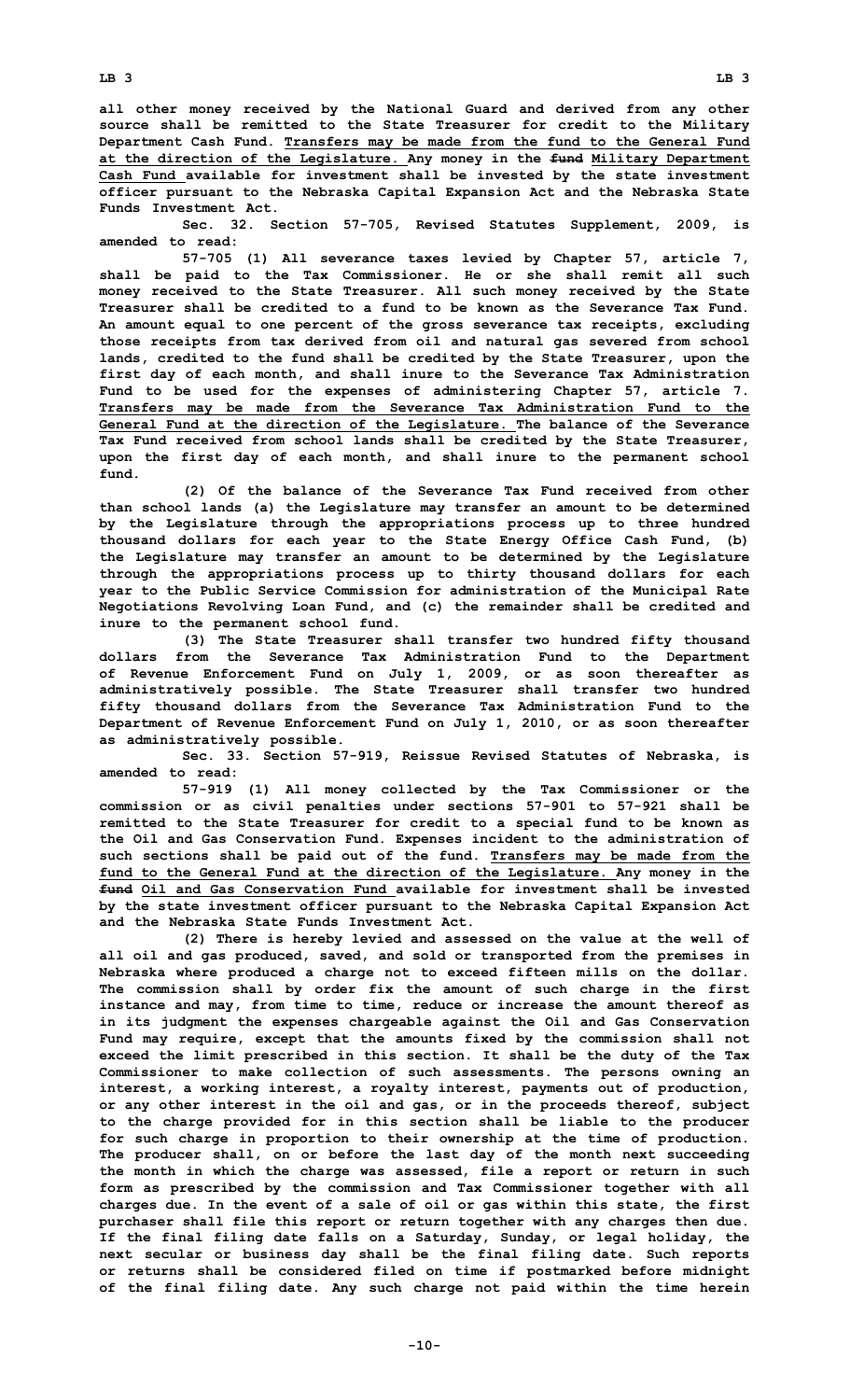**all other money received by the National Guard and derived from any other source shall be remitted to the State Treasurer for credit to the Military Department Cash Fund. Transfers may be made from the fund to the General Fund at the direction of the Legislature. Any money in the ~~fund~~ Military Department Cash Fund available for investment shall be invested by the state investment officer pursuant to the Nebraska Capital Expansion Act and the Nebraska State Funds Investment Act.**

**Sec. 32. Section 57-705, Revised Statutes Supplement, 2009, is amended to read:**

**57-705 (1) All severance taxes levied by Chapter 57, article 7, shall be paid to the Tax Commissioner. He or she shall remit all such money received to the State Treasurer. All such money received by the State Treasurer shall be credited to a fund to be known as the Severance Tax Fund. An amount equal to one percent of the gross severance tax receipts, excluding those receipts from tax derived from oil and natural gas severed from school lands, credited to the fund shall be credited by the State Treasurer, upon the first day of each month, and shall inure to the Severance Tax Administration Fund to be used for the expenses of administering Chapter 57, article 7. Transfers may be made from the Severance Tax Administration Fund to the General Fund at the direction of the Legislature. The balance of the Severance Tax Fund received from school lands shall be credited by the State Treasurer, upon the first day of each month, and shall inure to the permanent school fund.**

**(2) Of the balance of the Severance Tax Fund received from other than school lands (a) the Legislature may transfer an amount to be determined by the Legislature through the appropriations process up to three hundred thousand dollars for each year to the State Energy Office Cash Fund, (b) the Legislature may transfer an amount to be determined by the Legislature through the appropriations process up to thirty thousand dollars for each year to the Public Service Commission for administration of the Municipal Rate Negotiations Revolving Loan Fund, and (c) the remainder shall be credited and inure to the permanent school fund.**

**(3) The State Treasurer shall transfer two hundred fifty thousand dollars from the Severance Tax Administration Fund to the Department of Revenue Enforcement Fund on July 1, 2009, or as soon thereafter as administratively possible. The State Treasurer shall transfer two hundred fifty thousand dollars from the Severance Tax Administration Fund to the Department of Revenue Enforcement Fund on July 1, 2010, or as soon thereafter as administratively possible.**

**Sec. 33. Section 57-919, Reissue Revised Statutes of Nebraska, is amended to read:**

**57-919 (1) All money collected by the Tax Commissioner or the commission or as civil penalties under sections 57-901 to 57-921 shall be remitted to the State Treasurer for credit to a special fund to be known as the Oil and Gas Conservation Fund. Expenses incident to the administration of such sections shall be paid out of the fund. Transfers may be made from the fund to the General Fund at the direction of the Legislature. Any money in the ~~fund~~ Oil and Gas Conservation Fund available for investment shall be invested by the state investment officer pursuant to the Nebraska Capital Expansion Act and the Nebraska State Funds Investment Act.**

**(2) There is hereby levied and assessed on the value at the well of all oil and gas produced, saved, and sold or transported from the premises in Nebraska where produced a charge not to exceed fifteen mills on the dollar. The commission shall by order fix the amount of such charge in the first instance and may, from time to time, reduce or increase the amount thereof as in its judgment the expenses chargeable against the Oil and Gas Conservation Fund may require, except that the amounts fixed by the commission shall not exceed the limit prescribed in this section. It shall be the duty of the Tax Commissioner to make collection of such assessments. The persons owning an interest, a working interest, a royalty interest, payments out of production, or any other interest in the oil and gas, or in the proceeds thereof, subject to the charge provided for in this section shall be liable to the producer for such charge in proportion to their ownership at the time of production. The producer shall, on or before the last day of the month next succeeding the month in which the charge was assessed, file a report or return in such form as prescribed by the commission and Tax Commissioner together with all charges due. In the event of a sale of oil or gas within this state, the first purchaser shall file this report or return together with any charges then due. If the final filing date falls on a Saturday, Sunday, or legal holiday, the next secular or business day shall be the final filing date. Such reports or returns shall be considered filed on time if postmarked before midnight of the final filing date. Any such charge not paid within the time herein**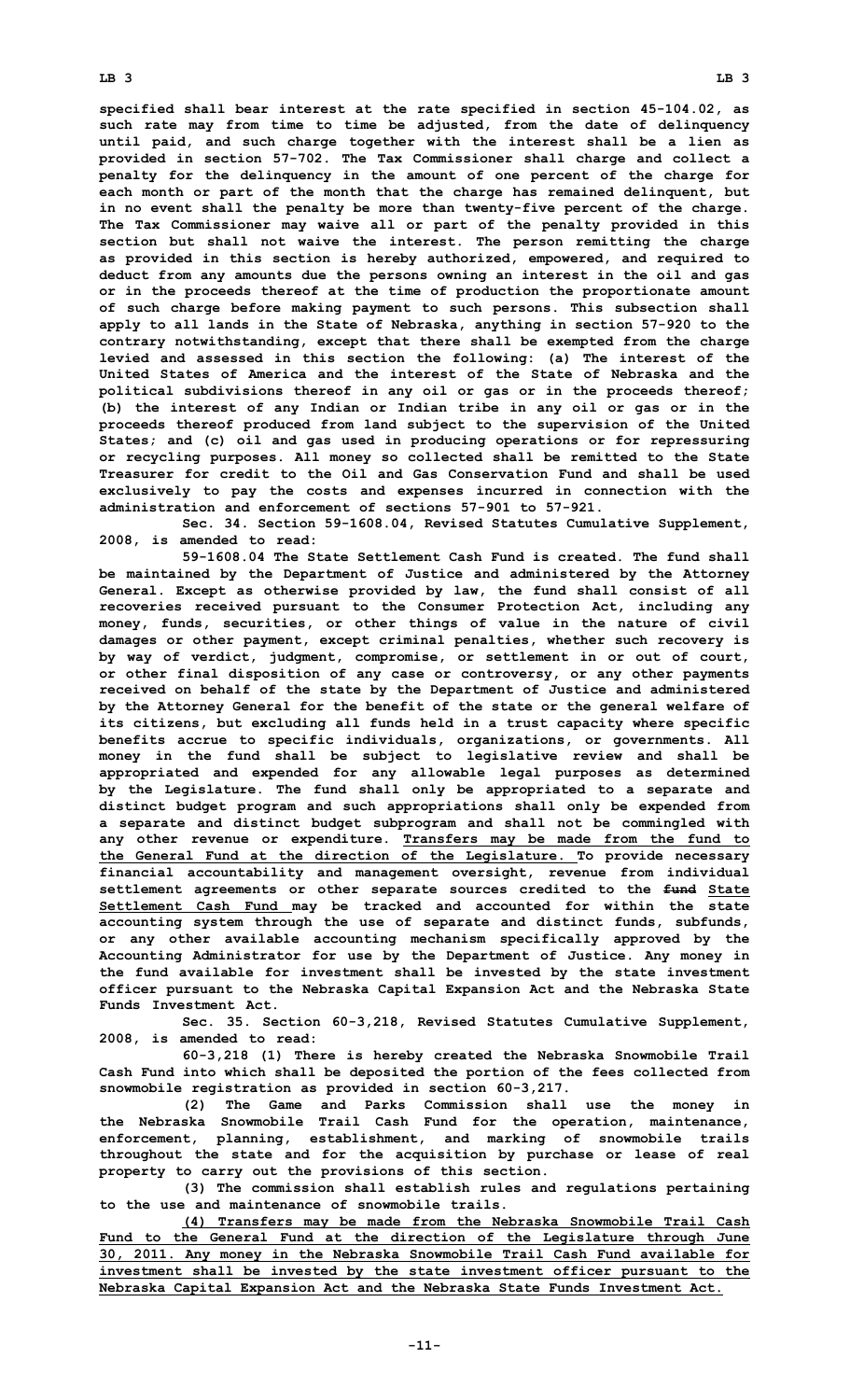**specified shall bear interest at the rate specified in section 45-104.02, as such rate may from time to time be adjusted, from the date of delinquency until paid, and such charge together with the interest shall be a lien as provided in section 57-702. The Tax Commissioner shall charge and collect a penalty for the delinquency in the amount of one percent of the charge for each month or part of the month that the charge has remained delinquent, but in no event shall the penalty be more than twenty-five percent of the charge. The Tax Commissioner may waive all or part of the penalty provided in this section but shall not waive the interest. The person remitting the charge as provided in this section is hereby authorized, empowered, and required to deduct from any amounts due the persons owning an interest in the oil and gas or in the proceeds thereof at the time of production the proportionate amount of such charge before making payment to such persons. This subsection shall apply to all lands in the State of Nebraska, anything in section 57-920 to the contrary notwithstanding, except that there shall be exempted from the charge levied and assessed in this section the following: (a) The interest of the United States of America and the interest of the State of Nebraska and the political subdivisions thereof in any oil or gas or in the proceeds thereof; (b) the interest of any Indian or Indian tribe in any oil or gas or in the proceeds thereof produced from land subject to the supervision of the United States; and (c) oil and gas used in producing operations or for repressuring or recycling purposes. All money so collected shall be remitted to the State Treasurer for credit to the Oil and Gas Conservation Fund and shall be used exclusively to pay the costs and expenses incurred in connection with the administration and enforcement of sections 57-901 to 57-921.**

**Sec. 34. Section 59-1608.04, Revised Statutes Cumulative Supplement, 2008, is amended to read:**

**59-1608.04 The State Settlement Cash Fund is created. The fund shall be maintained by the Department of Justice and administered by the Attorney General. Except as otherwise provided by law, the fund shall consist of all recoveries received pursuant to the Consumer Protection Act, including any money, funds, securities, or other things of value in the nature of civil damages or other payment, except criminal penalties, whether such recovery is by way of verdict, judgment, compromise, or settlement in or out of court, or other final disposition of any case or controversy, or any other payments received on behalf of the state by the Department of Justice and administered by the Attorney General for the benefit of the state or the general welfare of its citizens, but excluding all funds held in a trust capacity where specific benefits accrue to specific individuals, organizations, or governments. All money in the fund shall be subject to legislative review and shall be appropriated and expended for any allowable legal purposes as determined by the Legislature. The fund shall only be appropriated to a separate and distinct budget program and such appropriations shall only be expended from a separate and distinct budget subprogram and shall not be commingled with any other revenue or expenditure. <u>Transfers may be made from the fund to the General Fund at the direction of the Legislature.</u> To provide necessary financial accountability and management oversight, revenue from individual settlement agreements or other separate sources credited to the ~~fund~~ <u>State Settlement Cash Fund</u> may be tracked and accounted for within the state accounting system through the use of separate and distinct funds, subfunds, or any other available accounting mechanism specifically approved by the Accounting Administrator for use by the Department of Justice. Any money in the fund available for investment shall be invested by the state investment officer pursuant to the Nebraska Capital Expansion Act and the Nebraska State Funds Investment Act.**

**Sec. 35. Section 60-3,218, Revised Statutes Cumulative Supplement, 2008, is amended to read:**

**60-3,218 (1) There is hereby created the Nebraska Snowmobile Trail Cash Fund into which shall be deposited the portion of the fees collected from snowmobile registration as provided in section 60-3,217.**

**(2) The Game and Parks Commission shall use the money in the Nebraska Snowmobile Trail Cash Fund for the operation, maintenance, enforcement, planning, establishment, and marking of snowmobile trails throughout the state and for the acquisition by purchase or lease of real property to carry out the provisions of this section.**

**(3) The commission shall establish rules and regulations pertaining to the use and maintenance of snowmobile trails.**

**<u>(4) Transfers may be made from the Nebraska Snowmobile Trail Cash Fund to the General Fund at the direction of the Legislature through June 30, 2011. Any money in the Nebraska Snowmobile Trail Cash Fund available for investment shall be invested by the state investment officer pursuant to the Nebraska Capital Expansion Act and the Nebraska State Funds Investment Act.</u>**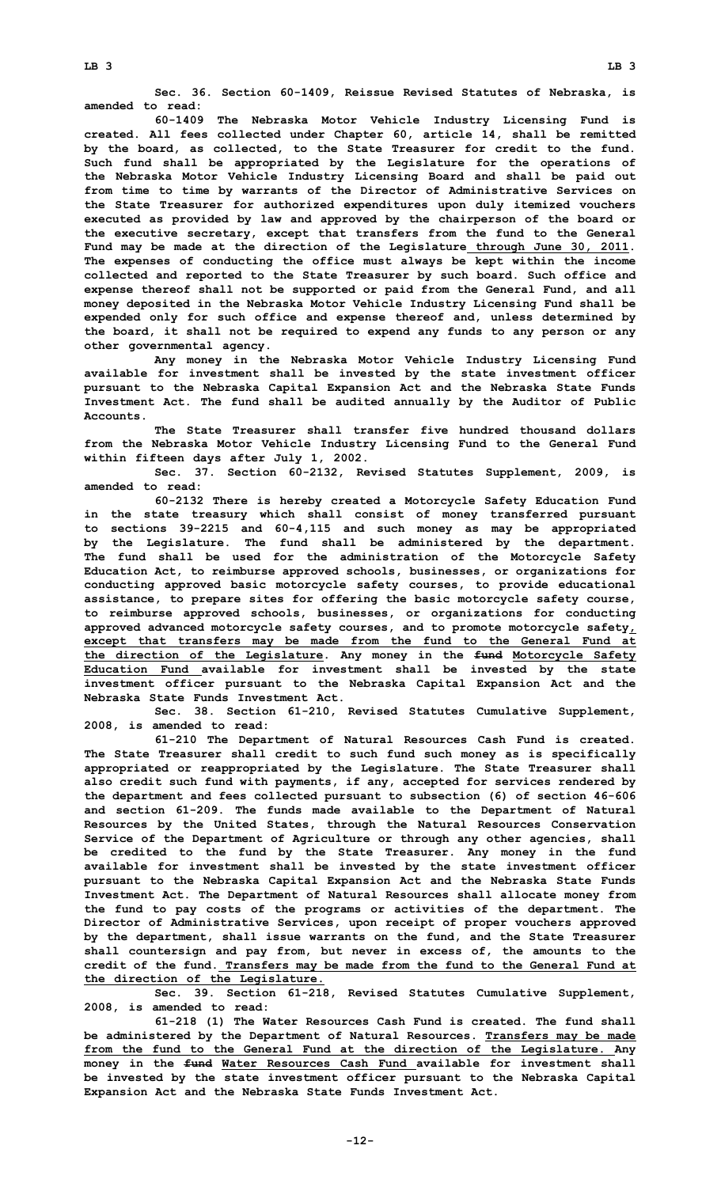**Sec. 36. Section 60-1409, Reissue Revised Statutes of Nebraska, is amended to read:**

**60-1409 The Nebraska Motor Vehicle Industry Licensing Fund is created. All fees collected under Chapter 60, article 14, shall be remitted by the board, as collected, to the State Treasurer for credit to the fund. Such fund shall be appropriated by the Legislature for the operations of the Nebraska Motor Vehicle Industry Licensing Board and shall be paid out from time to time by warrants of the Director of Administrative Services on the State Treasurer for authorized expenditures upon duly itemized vouchers executed as provided by law and approved by the chairperson of the board or the executive secretary, except that transfers from the fund to the General Fund may be made at the direction of the Legislature through June 30, 2011. The expenses of conducting the office must always be kept within the income collected and reported to the State Treasurer by such board. Such office and expense thereof shall not be supported or paid from the General Fund, and all money deposited in the Nebraska Motor Vehicle Industry Licensing Fund shall be expended only for such office and expense thereof and, unless determined by the board, it shall not be required to expend any funds to any person or any other governmental agency.**

**Any money in the Nebraska Motor Vehicle Industry Licensing Fund available for investment shall be invested by the state investment officer pursuant to the Nebraska Capital Expansion Act and the Nebraska State Funds Investment Act. The fund shall be audited annually by the Auditor of Public Accounts.**

**The State Treasurer shall transfer five hundred thousand dollars from the Nebraska Motor Vehicle Industry Licensing Fund to the General Fund within fifteen days after July 1, 2002.**

**Sec. 37. Section 60-2132, Revised Statutes Supplement, 2009, is amended to read:**

**60-2132 There is hereby created a Motorcycle Safety Education Fund in the state treasury which shall consist of money transferred pursuant to sections 39-2215 and 60-4,115 and such money as may be appropriated by the Legislature. The fund shall be administered by the department. The fund shall be used for the administration of the Motorcycle Safety Education Act, to reimburse approved schools, businesses, or organizations for conducting approved basic motorcycle safety courses, to provide educational assistance, to prepare sites for offering the basic motorcycle safety course, to reimburse approved schools, businesses, or organizations for conducting approved advanced motorcycle safety courses, and to promote motorcycle safety, except that transfers may be made from the fund to the General Fund at the direction of the Legislature. Any money in the ~~fund~~ Motorcycle Safety Education Fund available for investment shall be invested by the state investment officer pursuant to the Nebraska Capital Expansion Act and the Nebraska State Funds Investment Act.**

**Sec. 38. Section 61-210, Revised Statutes Cumulative Supplement, 2008, is amended to read:**

**61-210 The Department of Natural Resources Cash Fund is created. The State Treasurer shall credit to such fund such money as is specifically appropriated or reappropriated by the Legislature. The State Treasurer shall also credit such fund with payments, if any, accepted for services rendered by the department and fees collected pursuant to subsection (6) of section 46-606 and section 61-209. The funds made available to the Department of Natural Resources by the United States, through the Natural Resources Conservation Service of the Department of Agriculture or through any other agencies, shall be credited to the fund by the State Treasurer. Any money in the fund available for investment shall be invested by the state investment officer pursuant to the Nebraska Capital Expansion Act and the Nebraska State Funds Investment Act. The Department of Natural Resources shall allocate money from the fund to pay costs of the programs or activities of the department. The Director of Administrative Services, upon receipt of proper vouchers approved by the department, shall issue warrants on the fund, and the State Treasurer shall countersign and pay from, but never in excess of, the amounts to the credit of the fund. Transfers may be made from the fund to the General Fund at the direction of the Legislature.**

**Sec. 39. Section 61-218, Revised Statutes Cumulative Supplement, 2008, is amended to read:**

**61-218 (1) The Water Resources Cash Fund is created. The fund shall be administered by the Department of Natural Resources. Transfers may be made from the fund to the General Fund at the direction of the Legislature. Any money in the ~~fund~~ Water Resources Cash Fund available for investment shall be invested by the state investment officer pursuant to the Nebraska Capital Expansion Act and the Nebraska State Funds Investment Act.**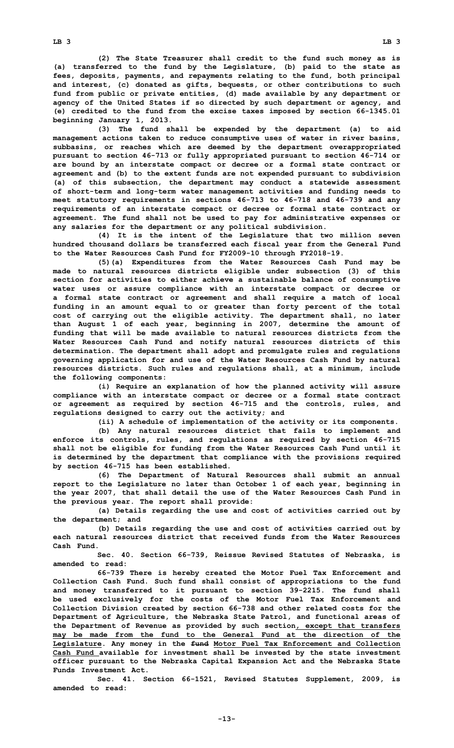(2) The State Treasurer shall credit to the fund such money as is (a) transferred to the fund by the Legislature, (b) paid to the state as fees, deposits, payments, and repayments relating to the fund, both principal and interest, (c) donated as gifts, bequests, or other contributions to such fund from public or private entities, (d) made available by any department or agency of the United States if so directed by such department or agency, and (e) credited to the fund from the excise taxes imposed by section 66-1345.01 beginning January 1, 2013.

(3) The fund shall be expended by the department (a) to aid management actions taken to reduce consumptive uses of water in river basins, subbasins, or reaches which are deemed by the department overappropriated pursuant to section 46-713 or fully appropriated pursuant to section 46-714 or are bound by an interstate compact or decree or a formal state contract or agreement and (b) to the extent funds are not expended pursuant to subdivision (a) of this subsection, the department may conduct a statewide assessment of short-term and long-term water management activities and funding needs to meet statutory requirements in sections 46-713 to 46-718 and 46-739 and any requirements of an interstate compact or decree or formal state contract or agreement. The fund shall not be used to pay for administrative expenses or any salaries for the department or any political subdivision.

(4) It is the intent of the Legislature that two million seven hundred thousand dollars be transferred each fiscal year from the General Fund to the Water Resources Cash Fund for FY2009-10 through FY2018-19.

(5)(a) Expenditures from the Water Resources Cash Fund may be made to natural resources districts eligible under subsection (3) of this section for activities to either achieve a sustainable balance of consumptive water uses or assure compliance with an interstate compact or decree or a formal state contract or agreement and shall require a match of local funding in an amount equal to or greater than forty percent of the total cost of carrying out the eligible activity. The department shall, no later than August 1 of each year, beginning in 2007, determine the amount of funding that will be made available to natural resources districts from the Water Resources Cash Fund and notify natural resources districts of this determination. The department shall adopt and promulgate rules and regulations governing application for and use of the Water Resources Cash Fund by natural resources districts. Such rules and regulations shall, at a minimum, include the following components:

(i) Require an explanation of how the planned activity will assure compliance with an interstate compact or decree or a formal state contract or agreement as required by section 46-715 and the controls, rules, and regulations designed to carry out the activity; and

(ii) A schedule of implementation of the activity or its components.

(b) Any natural resources district that fails to implement and enforce its controls, rules, and regulations as required by section 46-715 shall not be eligible for funding from the Water Resources Cash Fund until it is determined by the department that compliance with the provisions required by section 46-715 has been established.

(6) The Department of Natural Resources shall submit an annual report to the Legislature no later than October 1 of each year, beginning in the year 2007, that shall detail the use of the Water Resources Cash Fund in the previous year. The report shall provide:

(a) Details regarding the use and cost of activities carried out by the department; and

(b) Details regarding the use and cost of activities carried out by each natural resources district that received funds from the Water Resources Cash Fund.

Sec. 40. Section 66-739, Reissue Revised Statutes of Nebraska, is amended to read:

66-739 There is hereby created the Motor Fuel Tax Enforcement and Collection Cash Fund. Such fund shall consist of appropriations to the fund and money transferred to it pursuant to section 39-2215. The fund shall be used exclusively for the costs of the Motor Fuel Tax Enforcement and Collection Division created by section 66-738 and other related costs for the Department of Agriculture, the Nebraska State Patrol, and functional areas of the Department of Revenue as provided by such section, except that transfers may be made from the fund to the General Fund at the direction of the Legislature. Any money in the ~~fund~~ Motor Fuel Tax Enforcement and Collection Cash Fund available for investment shall be invested by the state investment officer pursuant to the Nebraska Capital Expansion Act and the Nebraska State Funds Investment Act.

Sec. 41. Section 66-1521, Revised Statutes Supplement, 2009, is amended to read: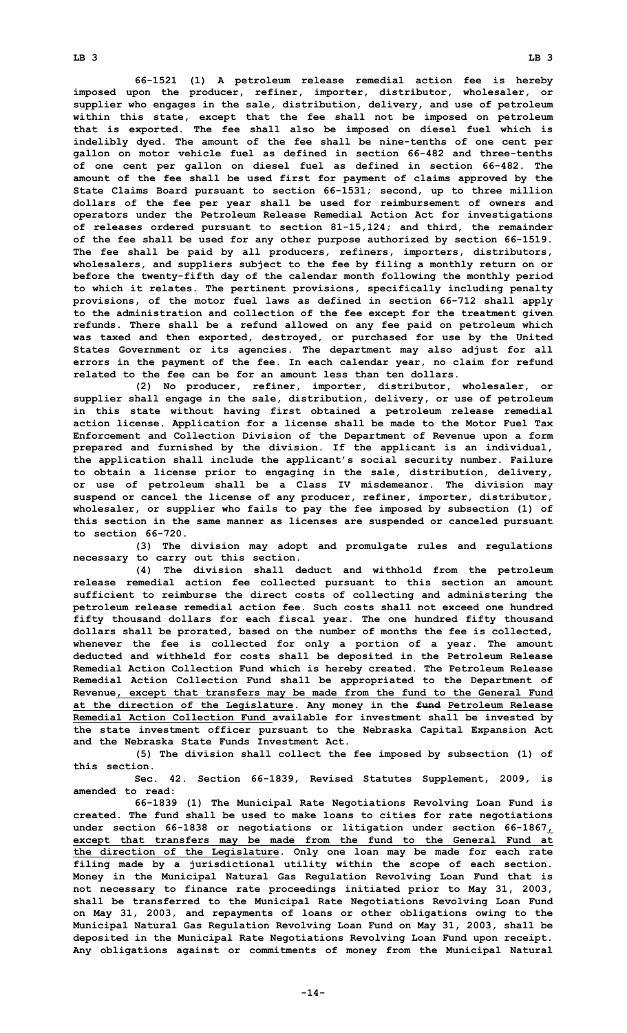66-1521 (1) A petroleum release remedial action fee is hereby imposed upon the producer, refiner, importer, distributor, wholesaler, or supplier who engages in the sale, distribution, delivery, and use of petroleum within this state, except that the fee shall not be imposed on petroleum that is exported. The fee shall also be imposed on diesel fuel which is indelibly dyed. The amount of the fee shall be nine-tenths of one cent per gallon on motor vehicle fuel as defined in section 66-482 and three-tenths of one cent per gallon on diesel fuel as defined in section 66-482. The amount of the fee shall be used first for payment of claims approved by the State Claims Board pursuant to section 66-1531; second, up to three million dollars of the fee per year shall be used for reimbursement of owners and operators under the Petroleum Release Remedial Action Act for investigations of releases ordered pursuant to section 81-15,124; and third, the remainder of the fee shall be used for any other purpose authorized by section 66-1519. The fee shall be paid by all producers, refiners, importers, distributors, wholesalers, and suppliers subject to the fee by filing a monthly return on or before the twenty-fifth day of the calendar month following the monthly period to which it relates. The pertinent provisions, specifically including penalty provisions, of the motor fuel laws as defined in section 66-712 shall apply to the administration and collection of the fee except for the treatment given refunds. There shall be a refund allowed on any fee paid on petroleum which was taxed and then exported, destroyed, or purchased for use by the United States Government or its agencies. The department may also adjust for all errors in the payment of the fee. In each calendar year, no claim for refund related to the fee can be for an amount less than ten dollars.

(2) No producer, refiner, importer, distributor, wholesaler, or supplier shall engage in the sale, distribution, delivery, or use of petroleum in this state without having first obtained a petroleum release remedial action license. Application for a license shall be made to the Motor Fuel Tax Enforcement and Collection Division of the Department of Revenue upon a form prepared and furnished by the division. If the applicant is an individual, the application shall include the applicant's social security number. Failure to obtain a license prior to engaging in the sale, distribution, delivery, or use of petroleum shall be a Class IV misdemeanor. The division may suspend or cancel the license of any producer, refiner, importer, distributor, wholesaler, or supplier who fails to pay the fee imposed by subsection (1) of this section in the same manner as licenses are suspended or canceled pursuant to section 66-720.

(3) The division may adopt and promulgate rules and regulations necessary to carry out this section.

(4) The division shall deduct and withhold from the petroleum release remedial action fee collected pursuant to this section an amount sufficient to reimburse the direct costs of collecting and administering the petroleum release remedial action fee. Such costs shall not exceed one hundred fifty thousand dollars for each fiscal year. The one hundred fifty thousand dollars shall be prorated, based on the number of months the fee is collected, whenever the fee is collected for only a portion of a year. The amount deducted and withheld for costs shall be deposited in the Petroleum Release Remedial Action Collection Fund which is hereby created. The Petroleum Release Remedial Action Collection Fund shall be appropriated to the Department of Revenue, except that transfers may be made from the fund to the General Fund at the direction of the Legislature. Any money in the ~~fund~~ Petroleum Release Remedial Action Collection Fund available for investment shall be invested by the state investment officer pursuant to the Nebraska Capital Expansion Act and the Nebraska State Funds Investment Act.

(5) The division shall collect the fee imposed by subsection (1) of this section.

Sec. 42. Section 66-1839, Revised Statutes Supplement, 2009, is amended to read:

66-1839 (1) The Municipal Rate Negotiations Revolving Loan Fund is created. The fund shall be used to make loans to cities for rate negotiations under section 66-1838 or negotiations or litigation under section 66-1867, except that transfers may be made from the fund to the General Fund at the direction of the Legislature. Only one loan may be made for each rate filing made by a jurisdictional utility within the scope of each section. Money in the Municipal Natural Gas Regulation Revolving Loan Fund that is not necessary to finance rate proceedings initiated prior to May 31, 2003, shall be transferred to the Municipal Rate Negotiations Revolving Loan Fund on May 31, 2003, and repayments of loans or other obligations owing to the Municipal Natural Gas Regulation Revolving Loan Fund on May 31, 2003, shall be deposited in the Municipal Rate Negotiations Revolving Loan Fund upon receipt. Any obligations against or commitments of money from the Municipal Natural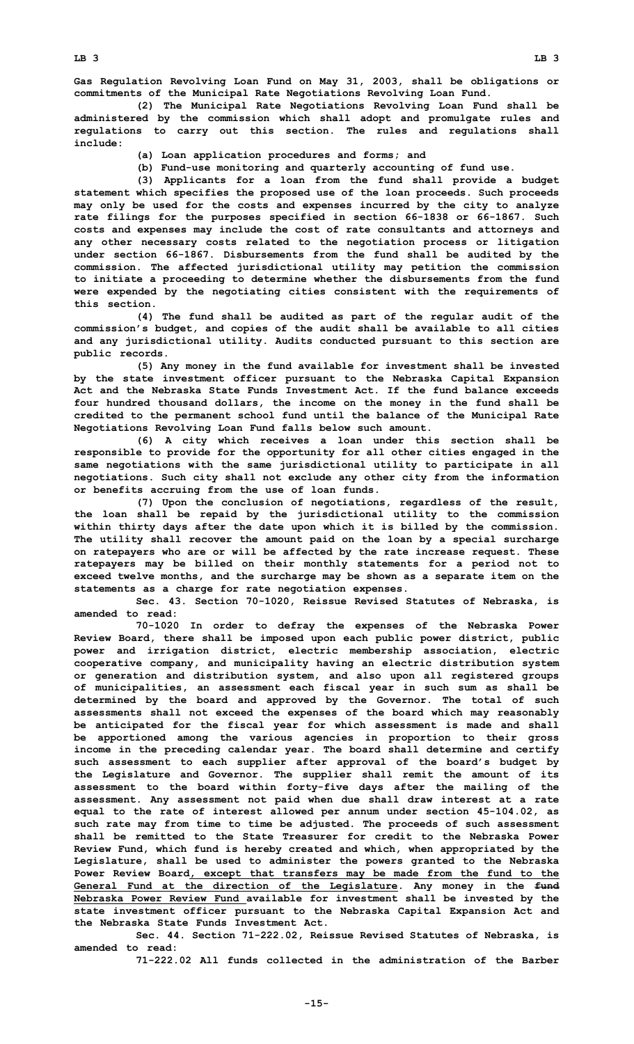**Gas Regulation Revolving Loan Fund on May 31, 2003, shall be obligations or commitments of the Municipal Rate Negotiations Revolving Loan Fund.**

**(2) The Municipal Rate Negotiations Revolving Loan Fund shall be administered by the commission which shall adopt and promulgate rules and regulations to carry out this section. The rules and regulations shall include:**

**(a) Loan application procedures and forms; and**

**(b) Fund-use monitoring and quarterly accounting of fund use.**

**(3) Applicants for a loan from the fund shall provide a budget statement which specifies the proposed use of the loan proceeds. Such proceeds may only be used for the costs and expenses incurred by the city to analyze rate filings for the purposes specified in section 66-1838 or 66-1867. Such costs and expenses may include the cost of rate consultants and attorneys and any other necessary costs related to the negotiation process or litigation under section 66-1867. Disbursements from the fund shall be audited by the commission. The affected jurisdictional utility may petition the commission to initiate a proceeding to determine whether the disbursements from the fund were expended by the negotiating cities consistent with the requirements of this section.**

**(4) The fund shall be audited as part of the regular audit of the commission's budget, and copies of the audit shall be available to all cities and any jurisdictional utility. Audits conducted pursuant to this section are public records.**

**(5) Any money in the fund available for investment shall be invested by the state investment officer pursuant to the Nebraska Capital Expansion Act and the Nebraska State Funds Investment Act. If the fund balance exceeds four hundred thousand dollars, the income on the money in the fund shall be credited to the permanent school fund until the balance of the Municipal Rate Negotiations Revolving Loan Fund falls below such amount.**

**(6) A city which receives a loan under this section shall be responsible to provide for the opportunity for all other cities engaged in the same negotiations with the same jurisdictional utility to participate in all negotiations. Such city shall not exclude any other city from the information or benefits accruing from the use of loan funds.**

**(7) Upon the conclusion of negotiations, regardless of the result, the loan shall be repaid by the jurisdictional utility to the commission within thirty days after the date upon which it is billed by the commission. The utility shall recover the amount paid on the loan by a special surcharge on ratepayers who are or will be affected by the rate increase request. These ratepayers may be billed on their monthly statements for a period not to exceed twelve months, and the surcharge may be shown as a separate item on the statements as a charge for rate negotiation expenses.**

**Sec. 43. Section 70-1020, Reissue Revised Statutes of Nebraska, is amended to read:**

**70-1020 In order to defray the expenses of the Nebraska Power Review Board, there shall be imposed upon each public power district, public power and irrigation district, electric membership association, electric cooperative company, and municipality having an electric distribution system or generation and distribution system, and also upon all registered groups of municipalities, an assessment each fiscal year in such sum as shall be determined by the board and approved by the Governor. The total of such assessments shall not exceed the expenses of the board which may reasonably be anticipated for the fiscal year for which assessment is made and shall be apportioned among the various agencies in proportion to their gross income in the preceding calendar year. The board shall determine and certify such assessment to each supplier after approval of the board's budget by the Legislature and Governor. The supplier shall remit the amount of its assessment to the board within forty-five days after the mailing of the assessment. Any assessment not paid when due shall draw interest at a rate equal to the rate of interest allowed per annum under section 45-104.02, as such rate may from time to time be adjusted. The proceeds of such assessment shall be remitted to the State Treasurer for credit to the Nebraska Power Review Fund, which fund is hereby created and which, when appropriated by the Legislature, shall be used to administer the powers granted to the Nebraska Power Review Board<u>, except that transfers may be made from the fund to the General Fund at the direction of the Legislature</u>. Any money in the ~~fund~~ <u>Nebraska Power Review Fund</u> available for investment shall be invested by the state investment officer pursuant to the Nebraska Capital Expansion Act and the Nebraska State Funds Investment Act.**

**Sec. 44. Section 71-222.02, Reissue Revised Statutes of Nebraska, is amended to read:**

**71-222.02 All funds collected in the administration of the Barber**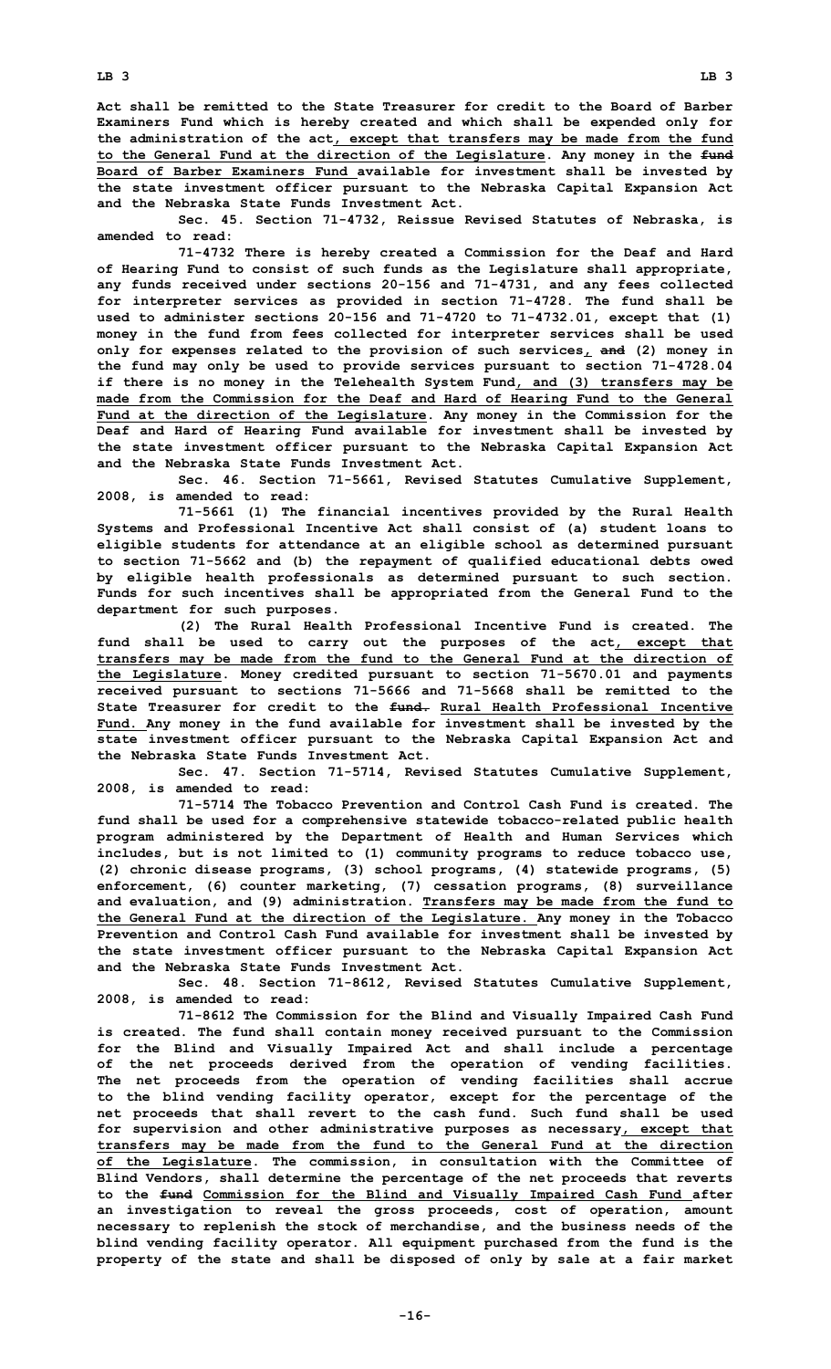**Act shall be remitted to the State Treasurer for credit to the Board of Barber Examiners Fund which is hereby created and which shall be expended only for the administration of the act, except that transfers may be made from the fund to the General Fund at the direction of the Legislature. Any money in the ~~fund~~ Board of Barber Examiners Fund available for investment shall be invested by the state investment officer pursuant to the Nebraska Capital Expansion Act and the Nebraska State Funds Investment Act.**

**Sec. 45. Section 71-4732, Reissue Revised Statutes of Nebraska, is amended to read:**

**71-4732 There is hereby created a Commission for the Deaf and Hard of Hearing Fund to consist of such funds as the Legislature shall appropriate, any funds received under sections 20-156 and 71-4731, and any fees collected for interpreter services as provided in section 71-4728. The fund shall be used to administer sections 20-156 and 71-4720 to 71-4732.01, except that (1) money in the fund from fees collected for interpreter services shall be used only for expenses related to the provision of such services, ~~and~~ (2) money in the fund may only be used to provide services pursuant to section 71-4728.04 if there is no money in the Telehealth System Fund, and (3) transfers may be made from the Commission for the Deaf and Hard of Hearing Fund to the General Fund at the direction of the Legislature. Any money in the Commission for the Deaf and Hard of Hearing Fund available for investment shall be invested by the state investment officer pursuant to the Nebraska Capital Expansion Act and the Nebraska State Funds Investment Act.**

**Sec. 46. Section 71-5661, Revised Statutes Cumulative Supplement, 2008, is amended to read:**

**71-5661 (1) The financial incentives provided by the Rural Health Systems and Professional Incentive Act shall consist of (a) student loans to eligible students for attendance at an eligible school as determined pursuant to section 71-5662 and (b) the repayment of qualified educational debts owed by eligible health professionals as determined pursuant to such section. Funds for such incentives shall be appropriated from the General Fund to the department for such purposes.**

**(2) The Rural Health Professional Incentive Fund is created. The fund shall be used to carry out the purposes of the act, except that transfers may be made from the fund to the General Fund at the direction of the Legislature. Money credited pursuant to section 71-5670.01 and payments received pursuant to sections 71-5666 and 71-5668 shall be remitted to the State Treasurer for credit to the ~~fund.~~ Rural Health Professional Incentive Fund. Any money in the fund available for investment shall be invested by the state investment officer pursuant to the Nebraska Capital Expansion Act and the Nebraska State Funds Investment Act.**

**Sec. 47. Section 71-5714, Revised Statutes Cumulative Supplement, 2008, is amended to read:**

**71-5714 The Tobacco Prevention and Control Cash Fund is created. The fund shall be used for a comprehensive statewide tobacco-related public health program administered by the Department of Health and Human Services which includes, but is not limited to (1) community programs to reduce tobacco use, (2) chronic disease programs, (3) school programs, (4) statewide programs, (5) enforcement, (6) counter marketing, (7) cessation programs, (8) surveillance and evaluation, and (9) administration. Transfers may be made from the fund to the General Fund at the direction of the Legislature. Any money in the Tobacco Prevention and Control Cash Fund available for investment shall be invested by the state investment officer pursuant to the Nebraska Capital Expansion Act and the Nebraska State Funds Investment Act.**

**Sec. 48. Section 71-8612, Revised Statutes Cumulative Supplement, 2008, is amended to read:**

**71-8612 The Commission for the Blind and Visually Impaired Cash Fund is created. The fund shall contain money received pursuant to the Commission for the Blind and Visually Impaired Act and shall include a percentage of the net proceeds derived from the operation of vending facilities. The net proceeds from the operation of vending facilities shall accrue to the blind vending facility operator, except for the percentage of the net proceeds that shall revert to the cash fund. Such fund shall be used for supervision and other administrative purposes as necessary, except that transfers may be made from the fund to the General Fund at the direction of the Legislature. The commission, in consultation with the Committee of Blind Vendors, shall determine the percentage of the net proceeds that reverts to the ~~fund~~ Commission for the Blind and Visually Impaired Cash Fund after an investigation to reveal the gross proceeds, cost of operation, amount necessary to replenish the stock of merchandise, and the business needs of the blind vending facility operator. All equipment purchased from the fund is the property of the state and shall be disposed of only by sale at a fair market**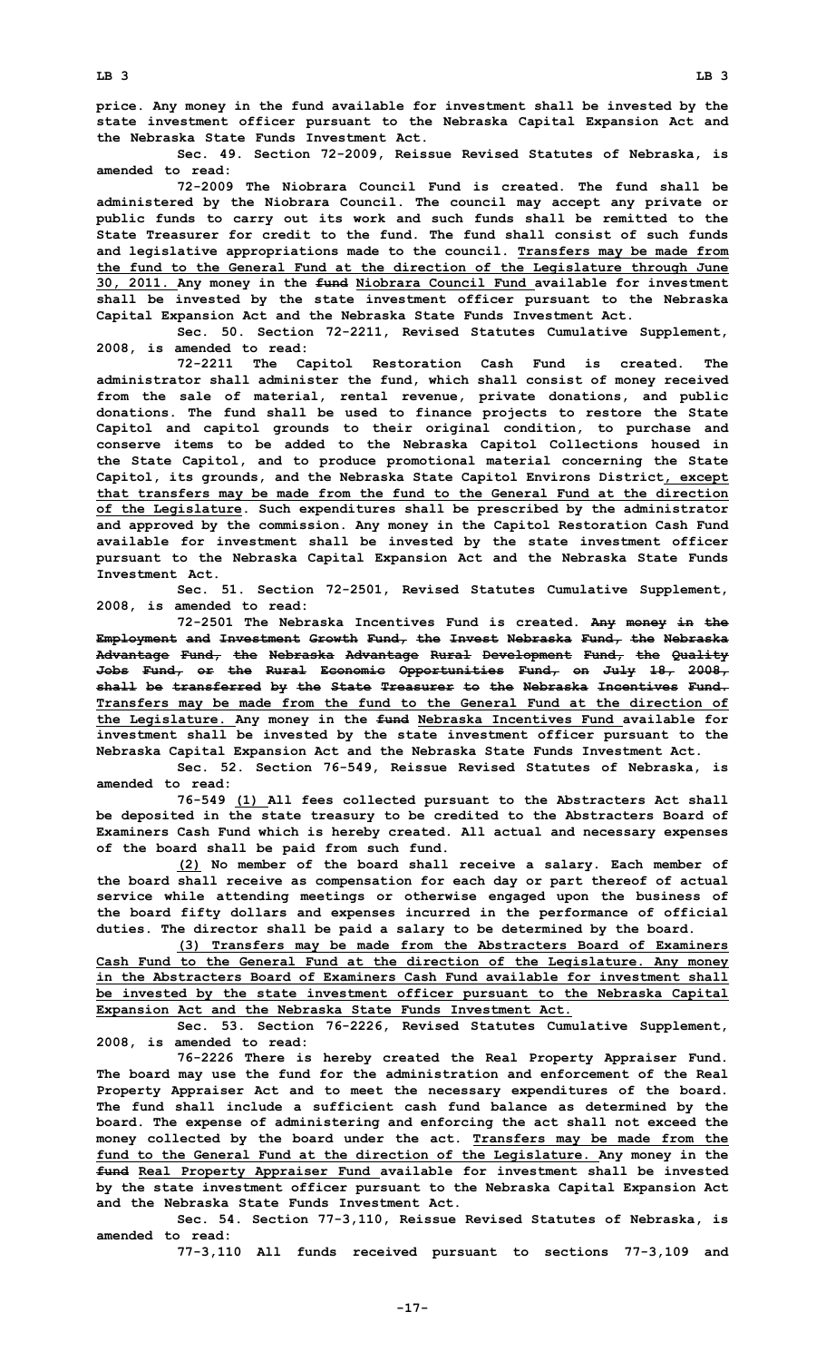price. Any money in the fund available for investment shall be invested by the state investment officer pursuant to the Nebraska Capital Expansion Act and the Nebraska State Funds Investment Act.

Sec. 49. Section 72-2009, Reissue Revised Statutes of Nebraska, is amended to read:

72-2009 The Niobrara Council Fund is created. The fund shall be administered by the Niobrara Council. The council may accept any private or public funds to carry out its work and such funds shall be remitted to the State Treasurer for credit to the fund. The fund shall consist of such funds and legislative appropriations made to the council. Transfers may be made from the fund to the General Fund at the direction of the Legislature through June 30, 2011. Any money in the ~~fund~~ Niobrara Council Fund available for investment shall be invested by the state investment officer pursuant to the Nebraska Capital Expansion Act and the Nebraska State Funds Investment Act.

Sec. 50. Section 72-2211, Revised Statutes Cumulative Supplement, 2008, is amended to read:

72-2211 The Capitol Restoration Cash Fund is created. The administrator shall administer the fund, which shall consist of money received from the sale of material, rental revenue, private donations, and public donations. The fund shall be used to finance projects to restore the State Capitol and capitol grounds to their original condition, to purchase and conserve items to be added to the Nebraska Capitol Collections housed in the State Capitol, and to produce promotional material concerning the State Capitol, its grounds, and the Nebraska State Capitol Environs District, except that transfers may be made from the fund to the General Fund at the direction of the Legislature. Such expenditures shall be prescribed by the administrator and approved by the commission. Any money in the Capitol Restoration Cash Fund available for investment shall be invested by the state investment officer pursuant to the Nebraska Capital Expansion Act and the Nebraska State Funds Investment Act.

Sec. 51. Section 72-2501, Revised Statutes Cumulative Supplement, 2008, is amended to read:

72-2501 The Nebraska Incentives Fund is created. ~~Any money in the Employment and Investment Growth Fund, the Invest Nebraska Fund, the Nebraska Advantage Fund, the Nebraska Advantage Rural Development Fund, the Quality Jobs Fund, or the Rural Economic Opportunities Fund, on July 18, 2008, shall be transferred by the State Treasurer to the Nebraska Incentives Fund.~~ Transfers may be made from the fund to the General Fund at the direction of the Legislature. Any money in the ~~fund~~ Nebraska Incentives Fund available for investment shall be invested by the state investment officer pursuant to the Nebraska Capital Expansion Act and the Nebraska State Funds Investment Act.

Sec. 52. Section 76-549, Reissue Revised Statutes of Nebraska, is amended to read:

76-549 (1) All fees collected pursuant to the Abstracters Act shall be deposited in the state treasury to be credited to the Abstracters Board of Examiners Cash Fund which is hereby created. All actual and necessary expenses of the board shall be paid from such fund.

(2) No member of the board shall receive a salary. Each member of the board shall receive as compensation for each day or part thereof of actual service while attending meetings or otherwise engaged upon the business of the board fifty dollars and expenses incurred in the performance of official duties. The director shall be paid a salary to be determined by the board.

(3) Transfers may be made from the Abstracters Board of Examiners Cash Fund to the General Fund at the direction of the Legislature. Any money in the Abstracters Board of Examiners Cash Fund available for investment shall be invested by the state investment officer pursuant to the Nebraska Capital Expansion Act and the Nebraska State Funds Investment Act.

Sec. 53. Section 76-2226, Revised Statutes Cumulative Supplement, 2008, is amended to read:

76-2226 There is hereby created the Real Property Appraiser Fund. The board may use the fund for the administration and enforcement of the Real Property Appraiser Act and to meet the necessary expenditures of the board. The fund shall include a sufficient cash fund balance as determined by the board. The expense of administering and enforcing the act shall not exceed the money collected by the board under the act. Transfers may be made from the fund to the General Fund at the direction of the Legislature. Any money in the ~~fund~~ Real Property Appraiser Fund available for investment shall be invested by the state investment officer pursuant to the Nebraska Capital Expansion Act and the Nebraska State Funds Investment Act.

Sec. 54. Section 77-3,110, Reissue Revised Statutes of Nebraska, is amended to read:

77-3,110 All funds received pursuant to sections 77-3,109 and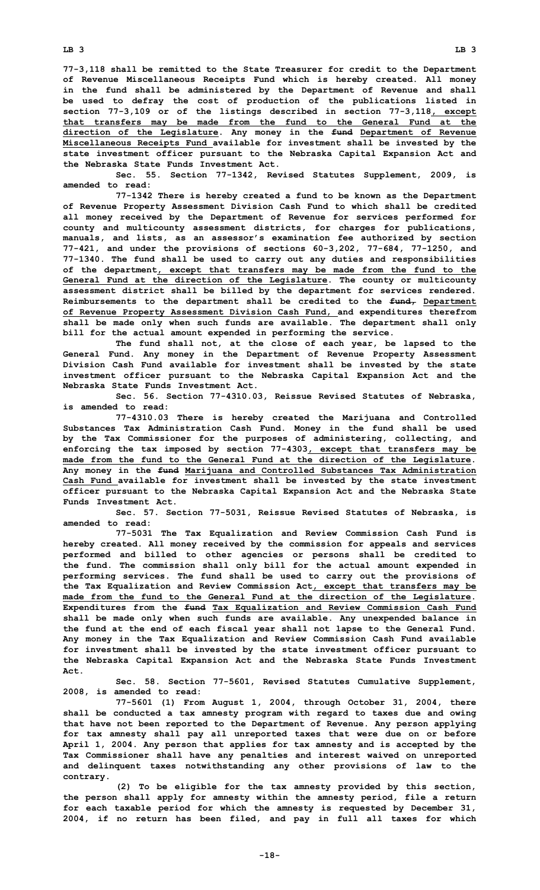**77-3,118 shall be remitted to the State Treasurer for credit to the Department of Revenue Miscellaneous Receipts Fund which is hereby created. All money in the fund shall be administered by the Department of Revenue and shall be used to defray the cost of production of the publications listed in section 77-3,109 or of the listings described in section 77-3,118, except that transfers may be made from the fund to the General Fund at the direction of the Legislature. Any money in the ~~fund~~ Department of Revenue Miscellaneous Receipts Fund available for investment shall be invested by the state investment officer pursuant to the Nebraska Capital Expansion Act and the Nebraska State Funds Investment Act.**

**Sec. 55. Section 77-1342, Revised Statutes Supplement, 2009, is amended to read:**

**77-1342 There is hereby created a fund to be known as the Department of Revenue Property Assessment Division Cash Fund to which shall be credited all money received by the Department of Revenue for services performed for county and multicounty assessment districts, for charges for publications, manuals, and lists, as an assessor's examination fee authorized by section 77-421, and under the provisions of sections 60-3,202, 77-684, 77-1250, and 77-1340. The fund shall be used to carry out any duties and responsibilities of the department, except that transfers may be made from the fund to the General Fund at the direction of the Legislature. The county or multicounty assessment district shall be billed by the department for services rendered. Reimbursements to the department shall be credited to the ~~fund,~~ Department of Revenue Property Assessment Division Cash Fund, and expenditures therefrom shall be made only when such funds are available. The department shall only bill for the actual amount expended in performing the service.**

**The fund shall not, at the close of each year, be lapsed to the General Fund. Any money in the Department of Revenue Property Assessment Division Cash Fund available for investment shall be invested by the state investment officer pursuant to the Nebraska Capital Expansion Act and the Nebraska State Funds Investment Act.**

**Sec. 56. Section 77-4310.03, Reissue Revised Statutes of Nebraska, is amended to read:**

**77-4310.03 There is hereby created the Marijuana and Controlled Substances Tax Administration Cash Fund. Money in the fund shall be used by the Tax Commissioner for the purposes of administering, collecting, and enforcing the tax imposed by section 77-4303, except that transfers may be made from the fund to the General Fund at the direction of the Legislature. Any money in the ~~fund~~ Marijuana and Controlled Substances Tax Administration Cash Fund available for investment shall be invested by the state investment officer pursuant to the Nebraska Capital Expansion Act and the Nebraska State Funds Investment Act.**

**Sec. 57. Section 77-5031, Reissue Revised Statutes of Nebraska, is amended to read:**

**77-5031 The Tax Equalization and Review Commission Cash Fund is hereby created. All money received by the commission for appeals and services performed and billed to other agencies or persons shall be credited to the fund. The commission shall only bill for the actual amount expended in performing services. The fund shall be used to carry out the provisions of the Tax Equalization and Review Commission Act, except that transfers may be made from the fund to the General Fund at the direction of the Legislature. Expenditures from the ~~fund~~ Tax Equalization and Review Commission Cash Fund shall be made only when such funds are available. Any unexpended balance in the fund at the end of each fiscal year shall not lapse to the General Fund. Any money in the Tax Equalization and Review Commission Cash Fund available for investment shall be invested by the state investment officer pursuant to the Nebraska Capital Expansion Act and the Nebraska State Funds Investment Act.**

**Sec. 58. Section 77-5601, Revised Statutes Cumulative Supplement, 2008, is amended to read:**

**77-5601 (1) From August 1, 2004, through October 31, 2004, there shall be conducted a tax amnesty program with regard to taxes due and owing that have not been reported to the Department of Revenue. Any person applying for tax amnesty shall pay all unreported taxes that were due on or before April 1, 2004. Any person that applies for tax amnesty and is accepted by the Tax Commissioner shall have any penalties and interest waived on unreported and delinquent taxes notwithstanding any other provisions of law to the contrary.**

**(2) To be eligible for the tax amnesty provided by this section, the person shall apply for amnesty within the amnesty period, file a return for each taxable period for which the amnesty is requested by December 31, 2004, if no return has been filed, and pay in full all taxes for which**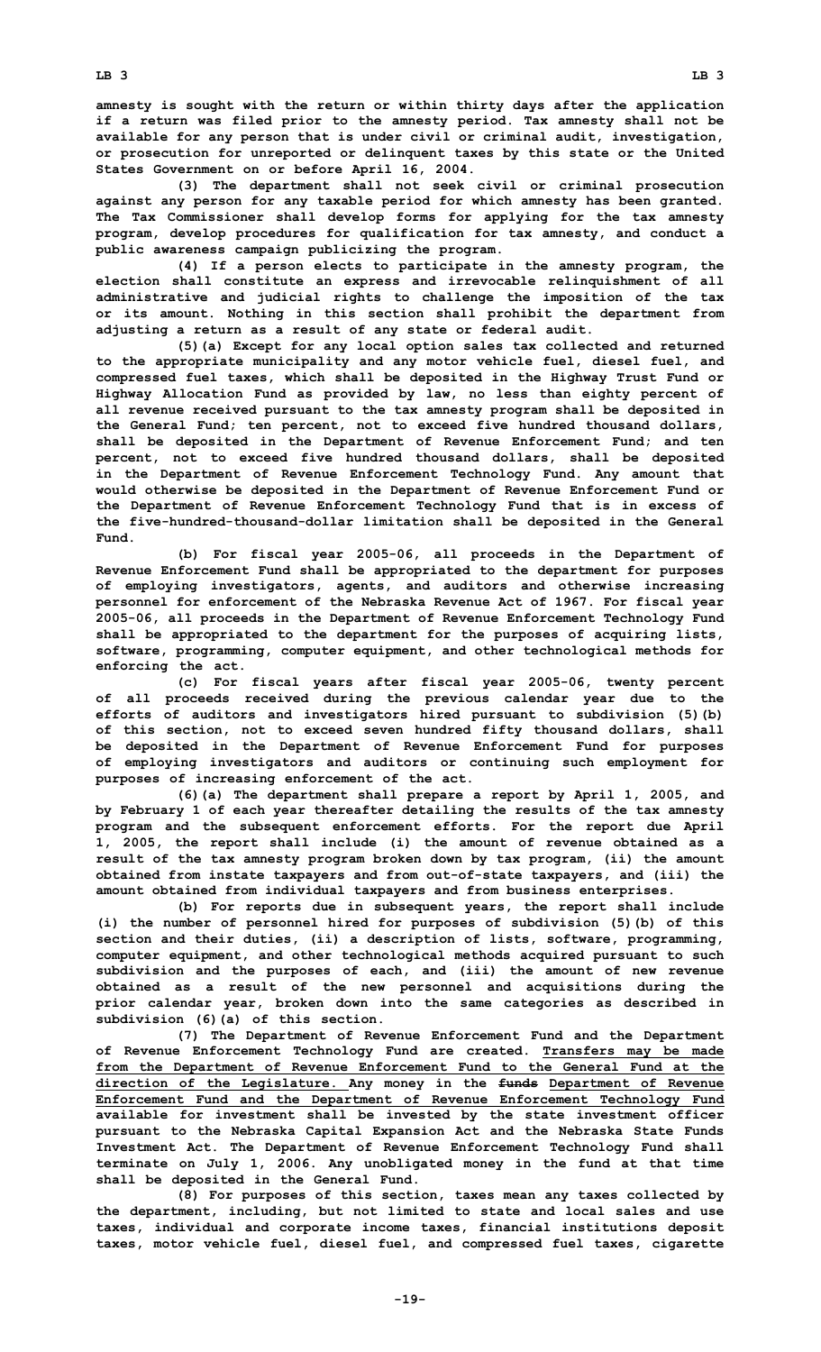amnesty is sought with the return or within thirty days after the application if a return was filed prior to the amnesty period. Tax amnesty shall not be available for any person that is under civil or criminal audit, investigation, or prosecution for unreported or delinquent taxes by this state or the United States Government on or before April 16, 2004.

(3) The department shall not seek civil or criminal prosecution against any person for any taxable period for which amnesty has been granted. The Tax Commissioner shall develop forms for applying for the tax amnesty program, develop procedures for qualification for tax amnesty, and conduct a public awareness campaign publicizing the program.

(4) If a person elects to participate in the amnesty program, the election shall constitute an express and irrevocable relinquishment of all administrative and judicial rights to challenge the imposition of the tax or its amount. Nothing in this section shall prohibit the department from adjusting a return as a result of any state or federal audit.

(5)(a) Except for any local option sales tax collected and returned to the appropriate municipality and any motor vehicle fuel, diesel fuel, and compressed fuel taxes, which shall be deposited in the Highway Trust Fund or Highway Allocation Fund as provided by law, no less than eighty percent of all revenue received pursuant to the tax amnesty program shall be deposited in the General Fund; ten percent, not to exceed five hundred thousand dollars, shall be deposited in the Department of Revenue Enforcement Fund; and ten percent, not to exceed five hundred thousand dollars, shall be deposited in the Department of Revenue Enforcement Technology Fund. Any amount that would otherwise be deposited in the Department of Revenue Enforcement Fund or the Department of Revenue Enforcement Technology Fund that is in excess of the five-hundred-thousand-dollar limitation shall be deposited in the General Fund.

(b) For fiscal year 2005-06, all proceeds in the Department of Revenue Enforcement Fund shall be appropriated to the department for purposes of employing investigators, agents, and auditors and otherwise increasing personnel for enforcement of the Nebraska Revenue Act of 1967. For fiscal year 2005-06, all proceeds in the Department of Revenue Enforcement Technology Fund shall be appropriated to the department for the purposes of acquiring lists, software, programming, computer equipment, and other technological methods for enforcing the act.

(c) For fiscal years after fiscal year 2005-06, twenty percent of all proceeds received during the previous calendar year due to the efforts of auditors and investigators hired pursuant to subdivision (5)(b) of this section, not to exceed seven hundred fifty thousand dollars, shall be deposited in the Department of Revenue Enforcement Fund for purposes of employing investigators and auditors or continuing such employment for purposes of increasing enforcement of the act.

(6)(a) The department shall prepare a report by April 1, 2005, and by February 1 of each year thereafter detailing the results of the tax amnesty program and the subsequent enforcement efforts. For the report due April 1, 2005, the report shall include (i) the amount of revenue obtained as a result of the tax amnesty program broken down by tax program, (ii) the amount obtained from instate taxpayers and from out-of-state taxpayers, and (iii) the amount obtained from individual taxpayers and from business enterprises.

(b) For reports due in subsequent years, the report shall include (i) the number of personnel hired for purposes of subdivision (5)(b) of this section and their duties, (ii) a description of lists, software, programming, computer equipment, and other technological methods acquired pursuant to such subdivision and the purposes of each, and (iii) the amount of new revenue obtained as a result of the new personnel and acquisitions during the prior calendar year, broken down into the same categories as described in subdivision (6)(a) of this section.

(7) The Department of Revenue Enforcement Fund and the Department of Revenue Enforcement Technology Fund are created. Transfers may be made from the Department of Revenue Enforcement Fund to the General Fund at the direction of the Legislature. Any money in the ~~funds~~ Department of Revenue Enforcement Fund and the Department of Revenue Enforcement Technology Fund available for investment shall be invested by the state investment officer pursuant to the Nebraska Capital Expansion Act and the Nebraska State Funds Investment Act. The Department of Revenue Enforcement Technology Fund shall terminate on July 1, 2006. Any unobligated money in the fund at that time shall be deposited in the General Fund.

(8) For purposes of this section, taxes mean any taxes collected by the department, including, but not limited to state and local sales and use taxes, individual and corporate income taxes, financial institutions deposit taxes, motor vehicle fuel, diesel fuel, and compressed fuel taxes, cigarette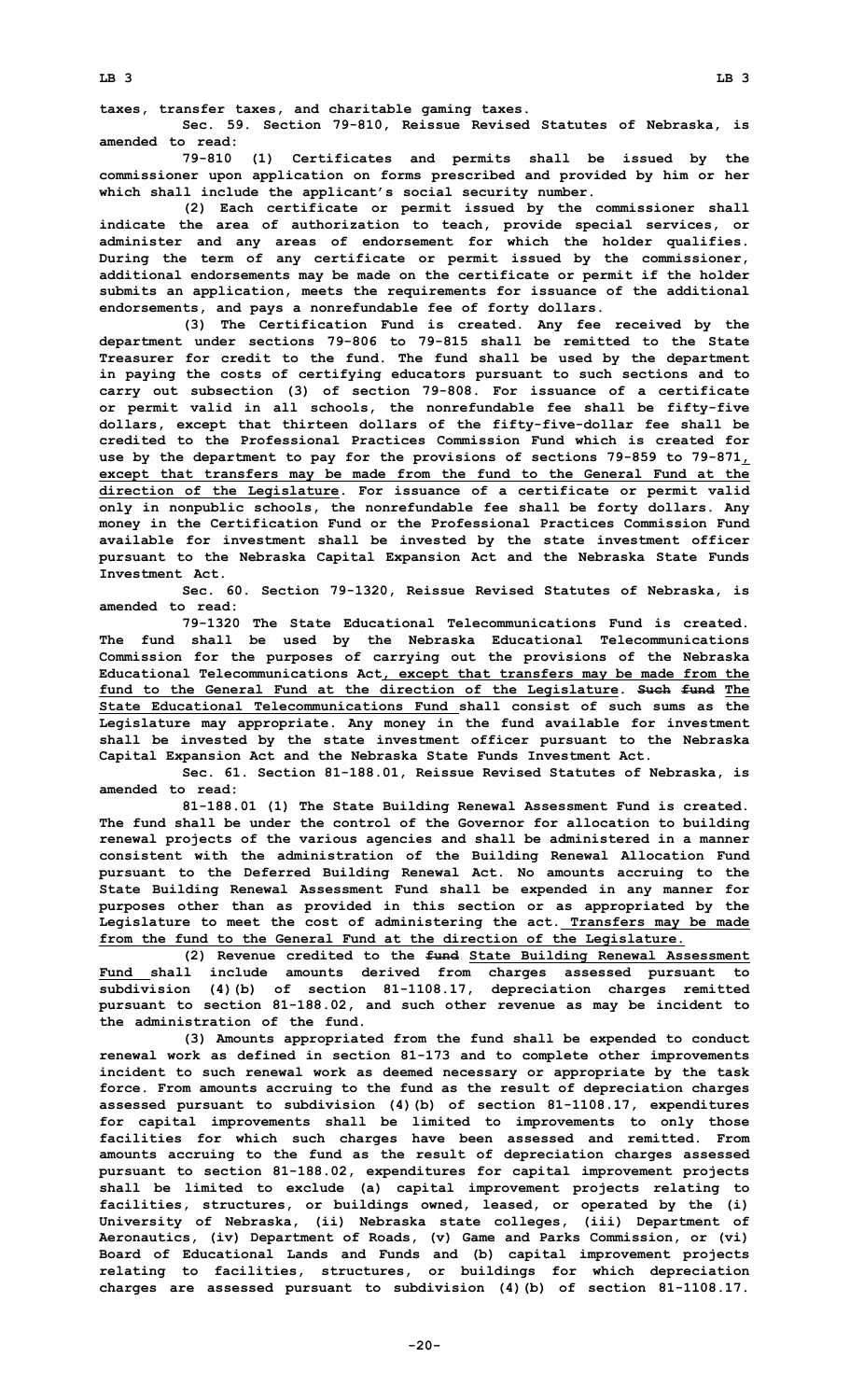taxes, transfer taxes, and charitable gaming taxes.

Sec. 59. Section 79-810, Reissue Revised Statutes of Nebraska, is amended to read:

79-810 (1) Certificates and permits shall be issued by the commissioner upon application on forms prescribed and provided by him or her which shall include the applicant's social security number.

(2) Each certificate or permit issued by the commissioner shall indicate the area of authorization to teach, provide special services, or administer and any areas of endorsement for which the holder qualifies. During the term of any certificate or permit issued by the commissioner, additional endorsements may be made on the certificate or permit if the holder submits an application, meets the requirements for issuance of the additional endorsements, and pays a nonrefundable fee of forty dollars.

(3) The Certification Fund is created. Any fee received by the department under sections 79-806 to 79-815 shall be remitted to the State Treasurer for credit to the fund. The fund shall be used by the department in paying the costs of certifying educators pursuant to such sections and to carry out subsection (3) of section 79-808. For issuance of a certificate or permit valid in all schools, the nonrefundable fee shall be fifty-five dollars, except that thirteen dollars of the fifty-five-dollar fee shall be credited to the Professional Practices Commission Fund which is created for use by the department to pay for the provisions of sections 79-859 to 79-871, except that transfers may be made from the fund to the General Fund at the direction of the Legislature. For issuance of a certificate or permit valid only in nonpublic schools, the nonrefundable fee shall be forty dollars. Any money in the Certification Fund or the Professional Practices Commission Fund available for investment shall be invested by the state investment officer pursuant to the Nebraska Capital Expansion Act and the Nebraska State Funds Investment Act.

Sec. 60. Section 79-1320, Reissue Revised Statutes of Nebraska, is amended to read:

79-1320 The State Educational Telecommunications Fund is created. The fund shall be used by the Nebraska Educational Telecommunications Commission for the purposes of carrying out the provisions of the Nebraska Educational Telecommunications Act, except that transfers may be made from the fund to the General Fund at the direction of the Legislature. ~~Such fund~~ The State Educational Telecommunications Fund shall consist of such sums as the Legislature may appropriate. Any money in the fund available for investment shall be invested by the state investment officer pursuant to the Nebraska Capital Expansion Act and the Nebraska State Funds Investment Act.

Sec. 61. Section 81-188.01, Reissue Revised Statutes of Nebraska, is amended to read:

81-188.01 (1) The State Building Renewal Assessment Fund is created. The fund shall be under the control of the Governor for allocation to building renewal projects of the various agencies and shall be administered in a manner consistent with the administration of the Building Renewal Allocation Fund pursuant to the Deferred Building Renewal Act. No amounts accruing to the State Building Renewal Assessment Fund shall be expended in any manner for purposes other than as provided in this section or as appropriated by the Legislature to meet the cost of administering the act. Transfers may be made from the fund to the General Fund at the direction of the Legislature.

(2) Revenue credited to the ~~fund~~ State Building Renewal Assessment Fund shall include amounts derived from charges assessed pursuant to subdivision (4)(b) of section 81-1108.17, depreciation charges remitted pursuant to section 81-188.02, and such other revenue as may be incident to the administration of the fund.

(3) Amounts appropriated from the fund shall be expended to conduct renewal work as defined in section 81-173 and to complete other improvements incident to such renewal work as deemed necessary or appropriate by the task force. From amounts accruing to the fund as the result of depreciation charges assessed pursuant to subdivision (4)(b) of section 81-1108.17, expenditures for capital improvements shall be limited to improvements to only those facilities for which such charges have been assessed and remitted. From amounts accruing to the fund as the result of depreciation charges assessed pursuant to section 81-188.02, expenditures for capital improvement projects shall be limited to exclude (a) capital improvement projects relating to facilities, structures, or buildings owned, leased, or operated by the (i) University of Nebraska, (ii) Nebraska state colleges, (iii) Department of Aeronautics, (iv) Department of Roads, (v) Game and Parks Commission, or (vi) Board of Educational Lands and Funds and (b) capital improvement projects relating to facilities, structures, or buildings for which depreciation charges are assessed pursuant to subdivision (4)(b) of section 81-1108.17.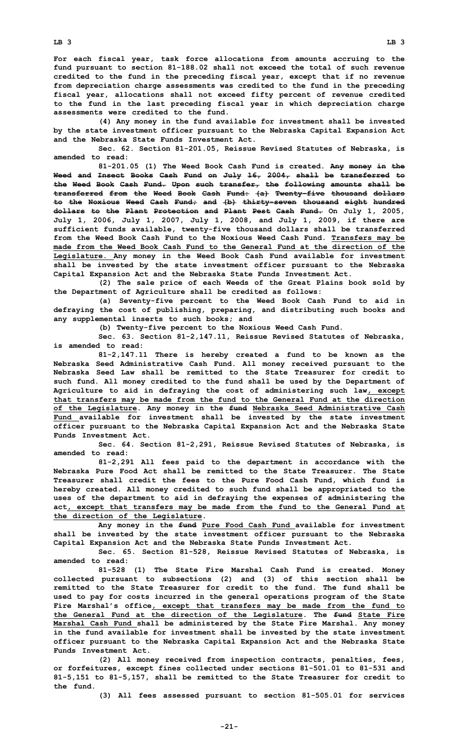For each fiscal year, task force allocations from amounts accruing to the fund pursuant to section 81-188.02 shall not exceed the total of such revenue credited to the fund in the preceding fiscal year, except that if no revenue from depreciation charge assessments was credited to the fund in the preceding fiscal year, allocations shall not exceed fifty percent of revenue credited to the fund in the last preceding fiscal year in which depreciation charge assessments were credited to the fund.

(4) Any money in the fund available for investment shall be invested by the state investment officer pursuant to the Nebraska Capital Expansion Act and the Nebraska State Funds Investment Act.

Sec. 62. Section 81-201.05, Reissue Revised Statutes of Nebraska, is amended to read:

81-201.05 (1) The Weed Book Cash Fund is created. ~~Any money in the Weed and Insect Books Cash Fund on July 16, 2004, shall be transferred to the Weed Book Cash Fund. Upon such transfer, the following amounts shall be transferred from the Weed Book Cash Fund: (a) Twenty-five thousand dollars to the Noxious Weed Cash Fund; and (b) thirty-seven thousand eight hundred dollars to the Plant Protection and Plant Pest Cash Fund.~~ On July 1, 2005, July 1, 2006, July 1, 2007, July 1, 2008, and July 1, 2009, if there are sufficient funds available, twenty-five thousand dollars shall be transferred from the Weed Book Cash Fund to the Noxious Weed Cash Fund. Transfers may be made from the Weed Book Cash Fund to the General Fund at the direction of the Legislature. Any money in the Weed Book Cash Fund available for investment shall be invested by the state investment officer pursuant to the Nebraska Capital Expansion Act and the Nebraska State Funds Investment Act.

(2) The sale price of each Weeds of the Great Plains book sold by the Department of Agriculture shall be credited as follows:

(a) Seventy-five percent to the Weed Book Cash Fund to aid in defraying the cost of publishing, preparing, and distributing such books and any supplemental inserts to such books; and

(b) Twenty-five percent to the Noxious Weed Cash Fund.

Sec. 63. Section 81-2,147.11, Reissue Revised Statutes of Nebraska, is amended to read:

81-2,147.11 There is hereby created a fund to be known as the Nebraska Seed Administrative Cash Fund. All money received pursuant to the Nebraska Seed Law shall be remitted to the State Treasurer for credit to such fund. All money credited to the fund shall be used by the Department of Agriculture to aid in defraying the cost of administering such law, except that transfers may be made from the fund to the General Fund at the direction of the Legislature. Any money in the ~~fund~~ Nebraska Seed Administrative Cash Fund available for investment shall be invested by the state investment officer pursuant to the Nebraska Capital Expansion Act and the Nebraska State Funds Investment Act.

Sec. 64. Section 81-2,291, Reissue Revised Statutes of Nebraska, is amended to read:

81-2,291 All fees paid to the department in accordance with the Nebraska Pure Food Act shall be remitted to the State Treasurer. The State Treasurer shall credit the fees to the Pure Food Cash Fund, which fund is hereby created. All money credited to such fund shall be appropriated to the uses of the department to aid in defraying the expenses of administering the act, except that transfers may be made from the fund to the General Fund at the direction of the Legislature.

Any money in the ~~fund~~ Pure Food Cash Fund available for investment shall be invested by the state investment officer pursuant to the Nebraska Capital Expansion Act and the Nebraska State Funds Investment Act.

Sec. 65. Section 81-528, Reissue Revised Statutes of Nebraska, is amended to read:

81-528 (1) The State Fire Marshal Cash Fund is created. Money collected pursuant to subsections (2) and (3) of this section shall be remitted to the State Treasurer for credit to the fund. The fund shall be used to pay for costs incurred in the general operations program of the State Fire Marshal's office, except that transfers may be made from the fund to the General Fund at the direction of the Legislature. The ~~fund~~ State Fire Marshal Cash Fund shall be administered by the State Fire Marshal. Any money in the fund available for investment shall be invested by the state investment officer pursuant to the Nebraska Capital Expansion Act and the Nebraska State Funds Investment Act.

(2) All money received from inspection contracts, penalties, fees, or forfeitures, except fines collected under sections 81-501.01 to 81-531 and 81-5,151 to 81-5,157, shall be remitted to the State Treasurer for credit to the fund.

(3) All fees assessed pursuant to section 81-505.01 for services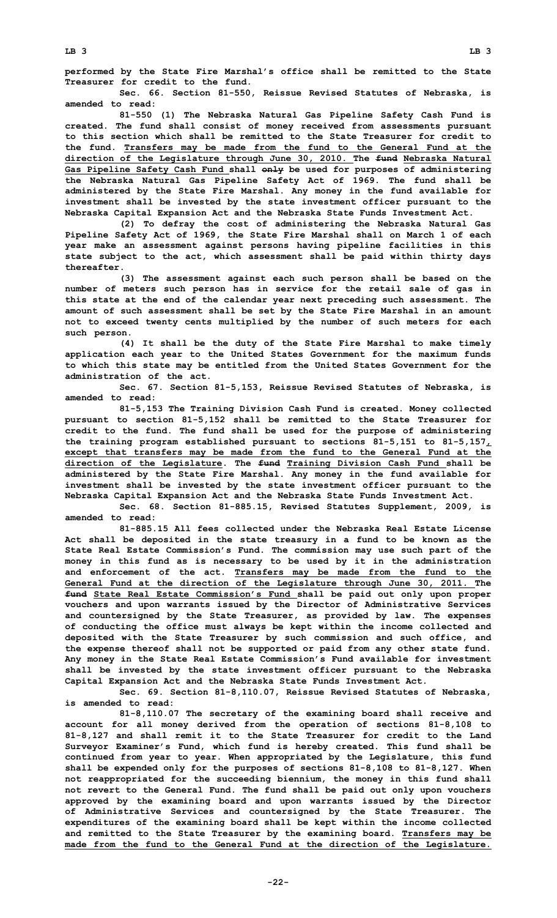performed by the State Fire Marshal's office shall be remitted to the State Treasurer for credit to the fund.

Sec. 66. Section 81-550, Reissue Revised Statutes of Nebraska, is amended to read:

81-550 (1) The Nebraska Natural Gas Pipeline Safety Cash Fund is created. The fund shall consist of money received from assessments pursuant to this section which shall be remitted to the State Treasurer for credit to the fund. Transfers may be made from the fund to the General Fund at the direction of the Legislature through June 30, 2010. The ~~fund~~ Nebraska Natural Gas Pipeline Safety Cash Fund shall ~~only~~ be used for purposes of administering the Nebraska Natural Gas Pipeline Safety Act of 1969. The fund shall be administered by the State Fire Marshal. Any money in the fund available for investment shall be invested by the state investment officer pursuant to the Nebraska Capital Expansion Act and the Nebraska State Funds Investment Act.

(2) To defray the cost of administering the Nebraska Natural Gas Pipeline Safety Act of 1969, the State Fire Marshal shall on March 1 of each year make an assessment against persons having pipeline facilities in this state subject to the act, which assessment shall be paid within thirty days thereafter.

(3) The assessment against each such person shall be based on the number of meters such person has in service for the retail sale of gas in this state at the end of the calendar year next preceding such assessment. The amount of such assessment shall be set by the State Fire Marshal in an amount not to exceed twenty cents multiplied by the number of such meters for each such person.

(4) It shall be the duty of the State Fire Marshal to make timely application each year to the United States Government for the maximum funds to which this state may be entitled from the United States Government for the administration of the act.

Sec. 67. Section 81-5,153, Reissue Revised Statutes of Nebraska, is amended to read:

81-5,153 The Training Division Cash Fund is created. Money collected pursuant to section 81-5,152 shall be remitted to the State Treasurer for credit to the fund. The fund shall be used for the purpose of administering the training program established pursuant to sections 81-5,151 to 81-5,157, except that transfers may be made from the fund to the General Fund at the direction of the Legislature. The ~~fund~~ Training Division Cash Fund shall be administered by the State Fire Marshal. Any money in the fund available for investment shall be invested by the state investment officer pursuant to the Nebraska Capital Expansion Act and the Nebraska State Funds Investment Act.

Sec. 68. Section 81-885.15, Revised Statutes Supplement, 2009, is amended to read:

81-885.15 All fees collected under the Nebraska Real Estate License Act shall be deposited in the state treasury in a fund to be known as the State Real Estate Commission's Fund. The commission may use such part of the money in this fund as is necessary to be used by it in the administration and enforcement of the act. Transfers may be made from the fund to the General Fund at the direction of the Legislature through June 30, 2011. The ~~fund~~ State Real Estate Commission's Fund shall be paid out only upon proper vouchers and upon warrants issued by the Director of Administrative Services and countersigned by the State Treasurer, as provided by law. The expenses of conducting the office must always be kept within the income collected and deposited with the State Treasurer by such commission and such office, and the expense thereof shall not be supported or paid from any other state fund. Any money in the State Real Estate Commission's Fund available for investment shall be invested by the state investment officer pursuant to the Nebraska Capital Expansion Act and the Nebraska State Funds Investment Act.

Sec. 69. Section 81-8,110.07, Reissue Revised Statutes of Nebraska, is amended to read:

81-8,110.07 The secretary of the examining board shall receive and account for all money derived from the operation of sections 81-8,108 to 81-8,127 and shall remit it to the State Treasurer for credit to the Land Surveyor Examiner's Fund, which fund is hereby created. This fund shall be continued from year to year. When appropriated by the Legislature, this fund shall be expended only for the purposes of sections 81-8,108 to 81-8,127. When not reappropriated for the succeeding biennium, the money in this fund shall not revert to the General Fund. The fund shall be paid out only upon vouchers approved by the examining board and upon warrants issued by the Director of Administrative Services and countersigned by the State Treasurer. The expenditures of the examining board shall be kept within the income collected and remitted to the State Treasurer by the examining board. Transfers may be made from the fund to the General Fund at the direction of the Legislature.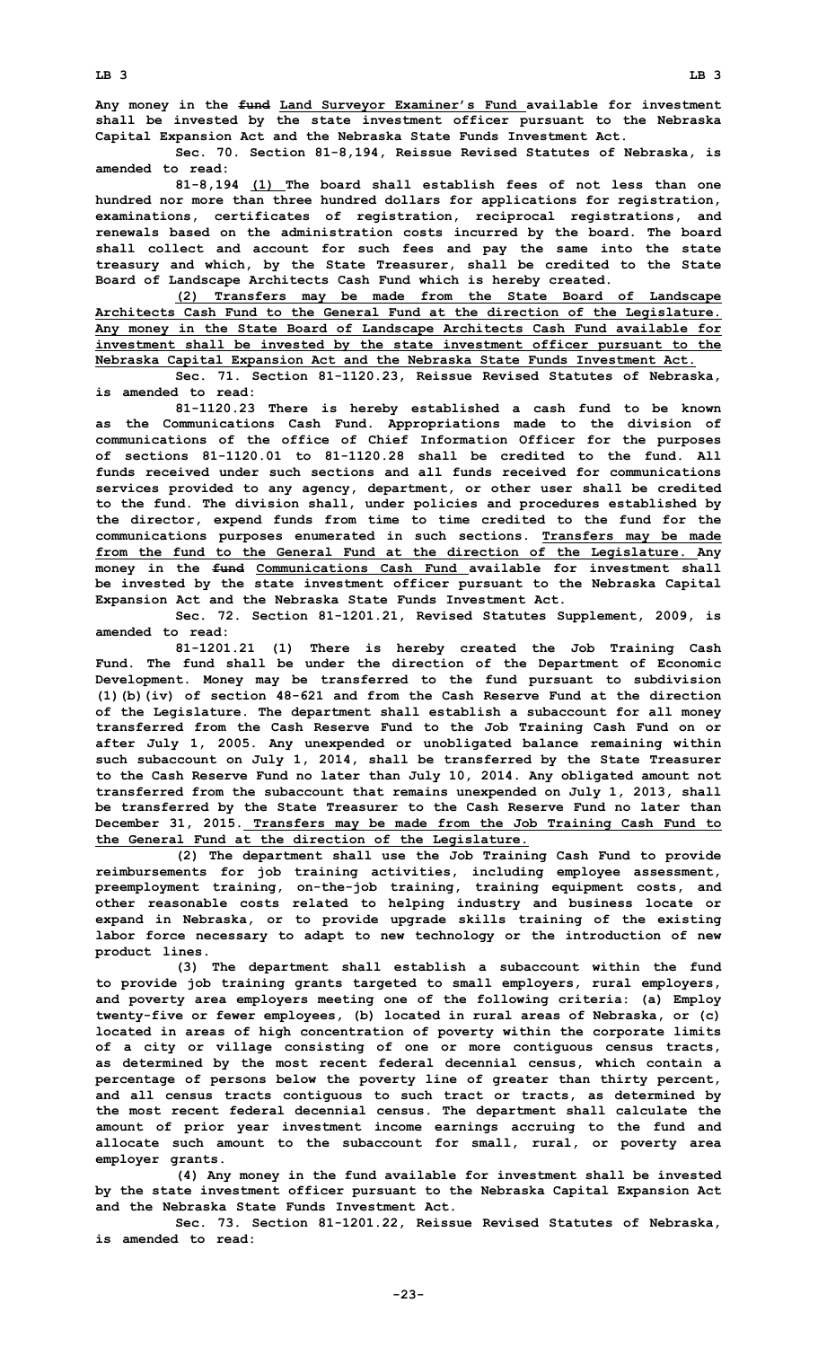Any money in the ~~fund~~ Land Surveyor Examiner's Fund available for investment shall be invested by the state investment officer pursuant to the Nebraska Capital Expansion Act and the Nebraska State Funds Investment Act.

Sec. 70. Section 81-8,194, Reissue Revised Statutes of Nebraska, is amended to read:

81-8,194 (1) The board shall establish fees of not less than one hundred nor more than three hundred dollars for applications for registration, examinations, certificates of registration, reciprocal registrations, and renewals based on the administration costs incurred by the board. The board shall collect and account for such fees and pay the same into the state treasury and which, by the State Treasurer, shall be credited to the State Board of Landscape Architects Cash Fund which is hereby created.

(2) Transfers may be made from the State Board of Landscape Architects Cash Fund to the General Fund at the direction of the Legislature. Any money in the State Board of Landscape Architects Cash Fund available for investment shall be invested by the state investment officer pursuant to the Nebraska Capital Expansion Act and the Nebraska State Funds Investment Act.

Sec. 71. Section 81-1120.23, Reissue Revised Statutes of Nebraska, is amended to read:

81-1120.23 There is hereby established a cash fund to be known as the Communications Cash Fund. Appropriations made to the division of communications of the office of Chief Information Officer for the purposes of sections 81-1120.01 to 81-1120.28 shall be credited to the fund. All funds received under such sections and all funds received for communications services provided to any agency, department, or other user shall be credited to the fund. The division shall, under policies and procedures established by the director, expend funds from time to time credited to the fund for the communications purposes enumerated in such sections. Transfers may be made from the fund to the General Fund at the direction of the Legislature. Any money in the ~~fund~~ Communications Cash Fund available for investment shall be invested by the state investment officer pursuant to the Nebraska Capital Expansion Act and the Nebraska State Funds Investment Act.

Sec. 72. Section 81-1201.21, Revised Statutes Supplement, 2009, is amended to read:

81-1201.21 (1) There is hereby created the Job Training Cash Fund. The fund shall be under the direction of the Department of Economic Development. Money may be transferred to the fund pursuant to subdivision (1)(b)(iv) of section 48-621 and from the Cash Reserve Fund at the direction of the Legislature. The department shall establish a subaccount for all money transferred from the Cash Reserve Fund to the Job Training Cash Fund on or after July 1, 2005. Any unexpended or unobligated balance remaining within such subaccount on July 1, 2014, shall be transferred by the State Treasurer to the Cash Reserve Fund no later than July 10, 2014. Any obligated amount not transferred from the subaccount that remains unexpended on July 1, 2013, shall be transferred by the State Treasurer to the Cash Reserve Fund no later than December 31, 2015. Transfers may be made from the Job Training Cash Fund to the General Fund at the direction of the Legislature.

(2) The department shall use the Job Training Cash Fund to provide reimbursements for job training activities, including employee assessment, preemployment training, on-the-job training, training equipment costs, and other reasonable costs related to helping industry and business locate or expand in Nebraska, or to provide upgrade skills training of the existing labor force necessary to adapt to new technology or the introduction of new product lines.

(3) The department shall establish a subaccount within the fund to provide job training grants targeted to small employers, rural employers, and poverty area employers meeting one of the following criteria: (a) Employ twenty-five or fewer employees, (b) located in rural areas of Nebraska, or (c) located in areas of high concentration of poverty within the corporate limits of a city or village consisting of one or more contiguous census tracts, as determined by the most recent federal decennial census, which contain a percentage of persons below the poverty line of greater than thirty percent, and all census tracts contiguous to such tract or tracts, as determined by the most recent federal decennial census. The department shall calculate the amount of prior year investment income earnings accruing to the fund and allocate such amount to the subaccount for small, rural, or poverty area employer grants.

(4) Any money in the fund available for investment shall be invested by the state investment officer pursuant to the Nebraska Capital Expansion Act and the Nebraska State Funds Investment Act.

Sec. 73. Section 81-1201.22, Reissue Revised Statutes of Nebraska, is amended to read: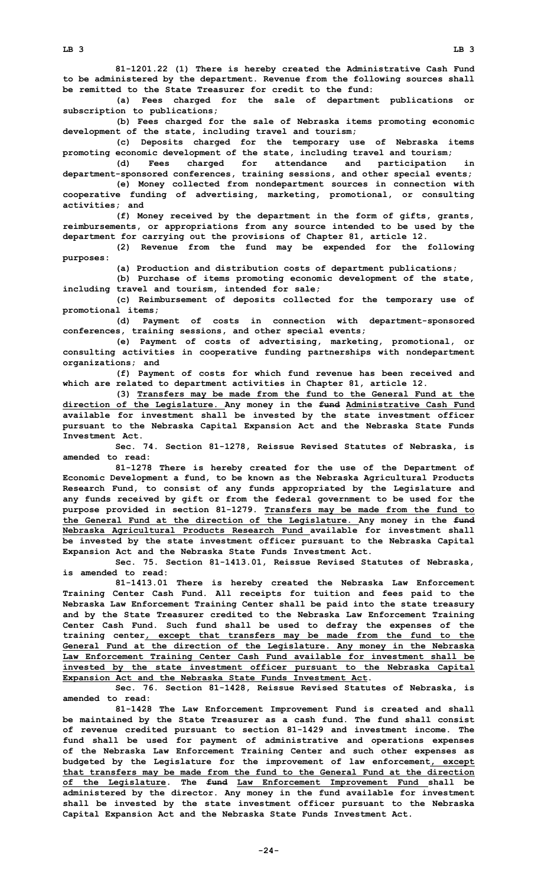**81-1201.22 (1) There is hereby created the Administrative Cash Fund to be administered by the department. Revenue from the following sources shall be remitted to the State Treasurer for credit to the fund:**

**(a) Fees charged for the sale of department publications or subscription to publications;**

**(b) Fees charged for the sale of Nebraska items promoting economic development of the state, including travel and tourism;**

**(c) Deposits charged for the temporary use of Nebraska items promoting economic development of the state, including travel and tourism;**

**(d) Fees charged for attendance and participation in department-sponsored conferences, training sessions, and other special events;**

**(e) Money collected from nondepartment sources in connection with cooperative funding of advertising, marketing, promotional, or consulting activities; and**

**(f) Money received by the department in the form of gifts, grants, reimbursements, or appropriations from any source intended to be used by the department for carrying out the provisions of Chapter 81, article 12.**

**(2) Revenue from the fund may be expended for the following purposes:**

**(a) Production and distribution costs of department publications;**

**(b) Purchase of items promoting economic development of the state, including travel and tourism, intended for sale;**

**(c) Reimbursement of deposits collected for the temporary use of promotional items;**

**(d) Payment of costs in connection with department-sponsored conferences, training sessions, and other special events;**

**(e) Payment of costs of advertising, marketing, promotional, or consulting activities in cooperative funding partnerships with nondepartment organizations; and**

**(f) Payment of costs for which fund revenue has been received and which are related to department activities in Chapter 81, article 12.**

**(3) Transfers may be made from the fund to the General Fund at the direction of the Legislature. Any money in the ~~fund~~ Administrative Cash Fund available for investment shall be invested by the state investment officer pursuant to the Nebraska Capital Expansion Act and the Nebraska State Funds Investment Act.**

**Sec. 74. Section 81-1278, Reissue Revised Statutes of Nebraska, is amended to read:**

**81-1278 There is hereby created for the use of the Department of Economic Development a fund, to be known as the Nebraska Agricultural Products Research Fund, to consist of any funds appropriated by the Legislature and any funds received by gift or from the federal government to be used for the purpose provided in section 81-1279. Transfers may be made from the fund to the General Fund at the direction of the Legislature. Any money in the ~~fund~~ Nebraska Agricultural Products Research Fund available for investment shall be invested by the state investment officer pursuant to the Nebraska Capital Expansion Act and the Nebraska State Funds Investment Act.**

**Sec. 75. Section 81-1413.01, Reissue Revised Statutes of Nebraska, is amended to read:**

**81-1413.01 There is hereby created the Nebraska Law Enforcement Training Center Cash Fund. All receipts for tuition and fees paid to the Nebraska Law Enforcement Training Center shall be paid into the state treasury and by the State Treasurer credited to the Nebraska Law Enforcement Training Center Cash Fund. Such fund shall be used to defray the expenses of the training center, except that transfers may be made from the fund to the General Fund at the direction of the Legislature. Any money in the Nebraska Law Enforcement Training Center Cash Fund available for investment shall be invested by the state investment officer pursuant to the Nebraska Capital Expansion Act and the Nebraska State Funds Investment Act.**

**Sec. 76. Section 81-1428, Reissue Revised Statutes of Nebraska, is amended to read:**

**81-1428 The Law Enforcement Improvement Fund is created and shall be maintained by the State Treasurer as a cash fund. The fund shall consist of revenue credited pursuant to section 81-1429 and investment income. The fund shall be used for payment of administrative and operations expenses of the Nebraska Law Enforcement Training Center and such other expenses as budgeted by the Legislature for the improvement of law enforcement, except that transfers may be made from the fund to the General Fund at the direction of the Legislature. The ~~fund~~ Law Enforcement Improvement Fund shall be administered by the director. Any money in the fund available for investment shall be invested by the state investment officer pursuant to the Nebraska Capital Expansion Act and the Nebraska State Funds Investment Act.**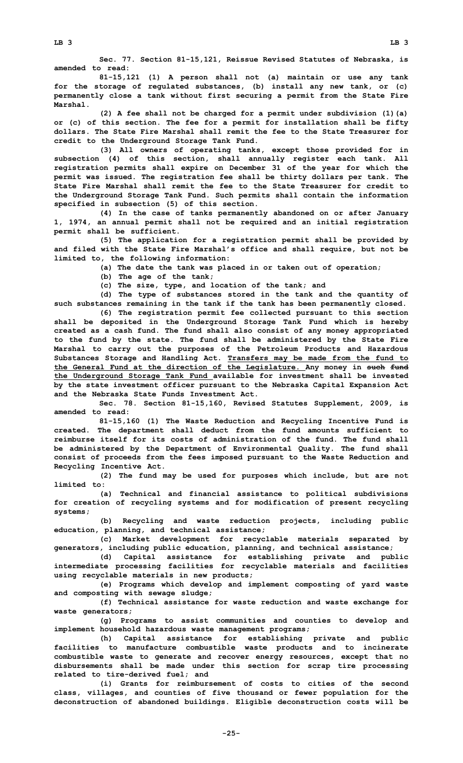**Sec. 77. Section 81-15,121, Reissue Revised Statutes of Nebraska, is amended to read:**

**81-15,121 (1) A person shall not (a) maintain or use any tank for the storage of regulated substances, (b) install any new tank, or (c) permanently close a tank without first securing a permit from the State Fire Marshal.**

**(2) A fee shall not be charged for a permit under subdivision (1)(a) or (c) of this section. The fee for a permit for installation shall be fifty dollars. The State Fire Marshal shall remit the fee to the State Treasurer for credit to the Underground Storage Tank Fund.**

**(3) All owners of operating tanks, except those provided for in subsection (4) of this section, shall annually register each tank. All registration permits shall expire on December 31 of the year for which the permit was issued. The registration fee shall be thirty dollars per tank. The State Fire Marshal shall remit the fee to the State Treasurer for credit to the Underground Storage Tank Fund. Such permits shall contain the information specified in subsection (5) of this section.**

**(4) In the case of tanks permanently abandoned on or after January 1, 1974, an annual permit shall not be required and an initial registration permit shall be sufficient.**

**(5) The application for a registration permit shall be provided by and filed with the State Fire Marshal's office and shall require, but not be limited to, the following information:**

**(a) The date the tank was placed in or taken out of operation;**

**(b) The age of the tank;**

**(c) The size, type, and location of the tank; and**

**(d) The type of substances stored in the tank and the quantity of such substances remaining in the tank if the tank has been permanently closed.**

**(6) The registration permit fee collected pursuant to this section shall be deposited in the Underground Storage Tank Fund which is hereby created as a cash fund. The fund shall also consist of any money appropriated to the fund by the state. The fund shall be administered by the State Fire Marshal to carry out the purposes of the Petroleum Products and Hazardous Substances Storage and Handling Act. <u>Transfers may be made from the fund to the General Fund at the direction of the Legislature.</u> Any money in ~~such fund~~ <u>the Underground Storage Tank Fund</u> available for investment shall be invested by the state investment officer pursuant to the Nebraska Capital Expansion Act and the Nebraska State Funds Investment Act.**

**Sec. 78. Section 81-15,160, Revised Statutes Supplement, 2009, is amended to read:**

**81-15,160 (1) The Waste Reduction and Recycling Incentive Fund is created. The department shall deduct from the fund amounts sufficient to reimburse itself for its costs of administration of the fund. The fund shall be administered by the Department of Environmental Quality. The fund shall consist of proceeds from the fees imposed pursuant to the Waste Reduction and Recycling Incentive Act.**

**(2) The fund may be used for purposes which include, but are not limited to:**

**(a) Technical and financial assistance to political subdivisions for creation of recycling systems and for modification of present recycling systems;**

**(b) Recycling and waste reduction projects, including public education, planning, and technical assistance;**

**(c) Market development for recyclable materials separated by generators, including public education, planning, and technical assistance;**

**(d) Capital assistance for establishing private and public intermediate processing facilities for recyclable materials and facilities using recyclable materials in new products;**

**(e) Programs which develop and implement composting of yard waste and composting with sewage sludge;**

**(f) Technical assistance for waste reduction and waste exchange for waste generators;**

**(g) Programs to assist communities and counties to develop and implement household hazardous waste management programs;**

**(h) Capital assistance for establishing private and public facilities to manufacture combustible waste products and to incinerate combustible waste to generate and recover energy resources, except that no disbursements shall be made under this section for scrap tire processing related to tire-derived fuel; and**

**(i) Grants for reimbursement of costs to cities of the second class, villages, and counties of five thousand or fewer population for the deconstruction of abandoned buildings. Eligible deconstruction costs will be**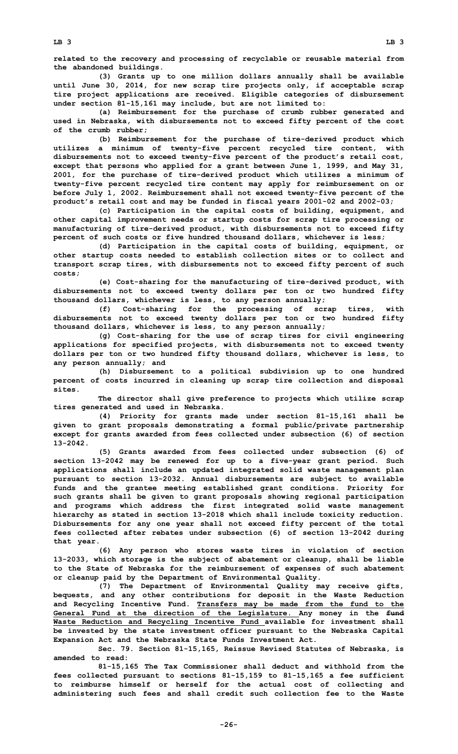**related to the recovery and processing of recyclable or reusable material from the abandoned buildings.**

**(3) Grants up to one million dollars annually shall be available until June 30, 2014, for new scrap tire projects only, if acceptable scrap tire project applications are received. Eligible categories of disbursement under section 81-15,161 may include, but are not limited to:**

**(a) Reimbursement for the purchase of crumb rubber generated and used in Nebraska, with disbursements not to exceed fifty percent of the cost of the crumb rubber;**

**(b) Reimbursement for the purchase of tire-derived product which utilizes a minimum of twenty-five percent recycled tire content, with disbursements not to exceed twenty-five percent of the product's retail cost, except that persons who applied for a grant between June 1, 1999, and May 31, 2001, for the purchase of recycled tire-derived product which utilizes a minimum of twenty-five percent recycled tire content may apply for reimbursement on or before July 1, 2002. Reimbursement shall not exceed twenty-five percent of the product's retail cost and may be funded in fiscal years 2001-02 and 2002-03;**

**(c) Participation in the capital costs of building, equipment, and other capital improvement needs or startup costs for scrap tire processing or manufacturing of tire-derived product, with disbursements not to exceed fifty percent of such costs or five hundred thousand dollars, whichever is less;**

**(d) Participation in the capital costs of building, equipment, or other startup costs needed to establish collection sites or to collect and transport scrap tires, with disbursements not to exceed fifty percent of such costs;**

**(e) Cost-sharing for the manufacturing of tire-derived product, with disbursements not to exceed twenty dollars per ton or two hundred fifty thousand dollars, whichever is less, to any person annually;**

**(f) Cost-sharing for the processing of scrap tires, with disbursements not to exceed twenty dollars per ton or two hundred fifty thousand dollars, whichever is less, to any person annually;**

**(g) Cost-sharing for the use of scrap tires for civil engineering applications for specified projects, with disbursements not to exceed twenty dollars per ton or two hundred fifty thousand dollars, whichever is less, to any person annually; and**

**(h) Disbursement to a political subdivision up to one hundred percent of costs incurred in cleaning up scrap tire collection and disposal sites.**

**The director shall give preference to projects which utilize scrap tires generated and used in Nebraska.**

**(4) Priority for grants made under section 81-15,161 shall be given to grant proposals demonstrating a formal public/private partnership except for grants awarded from fees collected under subsection (6) of section 13-2042.**

**(5) Grants awarded from fees collected under subsection (6) of section 13-2042 may be renewed for up to a five-year grant period. Such applications shall include an updated integrated solid waste management plan pursuant to section 13-2032. Annual disbursements are subject to available funds and the grantee meeting established grant conditions. Priority for such grants shall be given to grant proposals showing regional participation and programs which address the first integrated solid waste management hierarchy as stated in section 13-2018 which shall include toxicity reduction. Disbursements for any one year shall not exceed fifty percent of the total fees collected after rebates under subsection (6) of section 13-2042 during that year.**

**(6) Any person who stores waste tires in violation of section 13-2033, which storage is the subject of abatement or cleanup, shall be liable to the State of Nebraska for the reimbursement of expenses of such abatement or cleanup paid by the Department of Environmental Quality.**

**(7) The Department of Environmental Quality may receive gifts, bequests, and any other contributions for deposit in the Waste Reduction and Recycling Incentive Fund. <u>Transfers may be made from the fund to the General Fund at the direction of the Legislature.</u> Any money in the ~~fund~~ <u>Waste Reduction and Recycling Incentive Fund</u> available for investment shall be invested by the state investment officer pursuant to the Nebraska Capital Expansion Act and the Nebraska State Funds Investment Act.**

**Sec. 79. Section 81-15,165, Reissue Revised Statutes of Nebraska, is amended to read:**

**81-15,165 The Tax Commissioner shall deduct and withhold from the fees collected pursuant to sections 81-15,159 to 81-15,165 a fee sufficient to reimburse himself or herself for the actual cost of collecting and administering such fees and shall credit such collection fee to the Waste**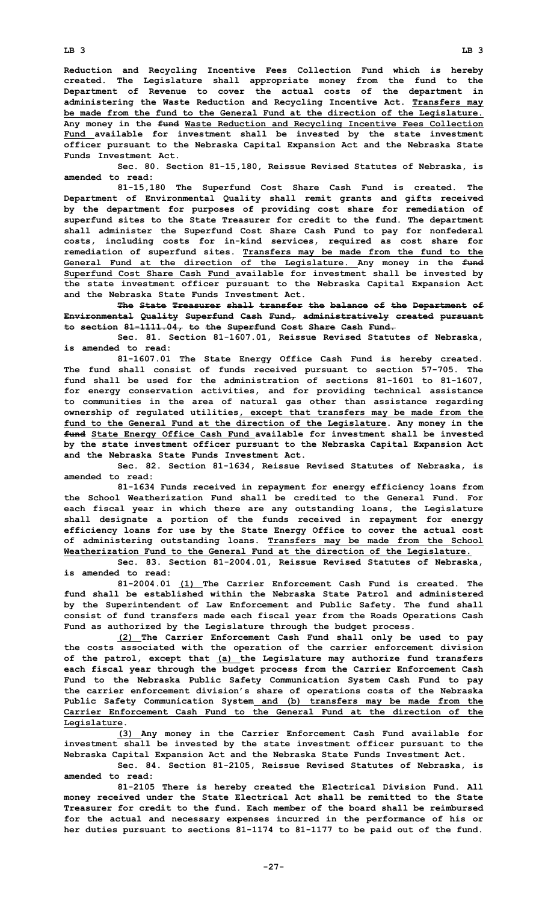**Reduction and Recycling Incentive Fees Collection Fund which is hereby created. The Legislature shall appropriate money from the fund to the Department of Revenue to cover the actual costs of the department in administering the Waste Reduction and Recycling Incentive Act. Transfers may be made from the fund to the General Fund at the direction of the Legislature. Any money in the ~~fund~~ Waste Reduction and Recycling Incentive Fees Collection Fund available for investment shall be invested by the state investment officer pursuant to the Nebraska Capital Expansion Act and the Nebraska State Funds Investment Act.**

**Sec. 80. Section 81-15,180, Reissue Revised Statutes of Nebraska, is amended to read:**

**81-15,180 The Superfund Cost Share Cash Fund is created. The Department of Environmental Quality shall remit grants and gifts received by the department for purposes of providing cost share for remediation of superfund sites to the State Treasurer for credit to the fund. The department shall administer the Superfund Cost Share Cash Fund to pay for nonfederal costs, including costs for in-kind services, required as cost share for remediation of superfund sites. Transfers may be made from the fund to the General Fund at the direction of the Legislature. Any money in the ~~fund~~ Superfund Cost Share Cash Fund available for investment shall be invested by the state investment officer pursuant to the Nebraska Capital Expansion Act and the Nebraska State Funds Investment Act.**

**~~The State Treasurer shall transfer the balance of the Department of Environmental Quality Superfund Cash Fund, administratively created pursuant to section 81-1111.04, to the Superfund Cost Share Cash Fund.~~**

**Sec. 81. Section 81-1607.01, Reissue Revised Statutes of Nebraska, is amended to read:**

**81-1607.01 The State Energy Office Cash Fund is hereby created. The fund shall consist of funds received pursuant to section 57-705. The fund shall be used for the administration of sections 81-1601 to 81-1607, for energy conservation activities, and for providing technical assistance to communities in the area of natural gas other than assistance regarding ownership of regulated utilities, except that transfers may be made from the fund to the General Fund at the direction of the Legislature. Any money in the ~~fund~~ State Energy Office Cash Fund available for investment shall be invested by the state investment officer pursuant to the Nebraska Capital Expansion Act and the Nebraska State Funds Investment Act.**

**Sec. 82. Section 81-1634, Reissue Revised Statutes of Nebraska, is amended to read:**

**81-1634 Funds received in repayment for energy efficiency loans from the School Weatherization Fund shall be credited to the General Fund. For each fiscal year in which there are any outstanding loans, the Legislature shall designate a portion of the funds received in repayment for energy efficiency loans for use by the State Energy Office to cover the actual cost of administering outstanding loans. Transfers may be made from the School Weatherization Fund to the General Fund at the direction of the Legislature.**

**Sec. 83. Section 81-2004.01, Reissue Revised Statutes of Nebraska, is amended to read:**

**81-2004.01 (1) The Carrier Enforcement Cash Fund is created. The fund shall be established within the Nebraska State Patrol and administered by the Superintendent of Law Enforcement and Public Safety. The fund shall consist of fund transfers made each fiscal year from the Roads Operations Cash Fund as authorized by the Legislature through the budget process.**

**(2) The Carrier Enforcement Cash Fund shall only be used to pay the costs associated with the operation of the carrier enforcement division of the patrol, except that (a) the Legislature may authorize fund transfers each fiscal year through the budget process from the Carrier Enforcement Cash Fund to the Nebraska Public Safety Communication System Cash Fund to pay the carrier enforcement division's share of operations costs of the Nebraska Public Safety Communication System and (b) transfers may be made from the Carrier Enforcement Cash Fund to the General Fund at the direction of the Legislature.**

**(3) Any money in the Carrier Enforcement Cash Fund available for investment shall be invested by the state investment officer pursuant to the Nebraska Capital Expansion Act and the Nebraska State Funds Investment Act.**

**Sec. 84. Section 81-2105, Reissue Revised Statutes of Nebraska, is amended to read:**

**81-2105 There is hereby created the Electrical Division Fund. All money received under the State Electrical Act shall be remitted to the State Treasurer for credit to the fund. Each member of the board shall be reimbursed for the actual and necessary expenses incurred in the performance of his or her duties pursuant to sections 81-1174 to 81-1177 to be paid out of the fund.**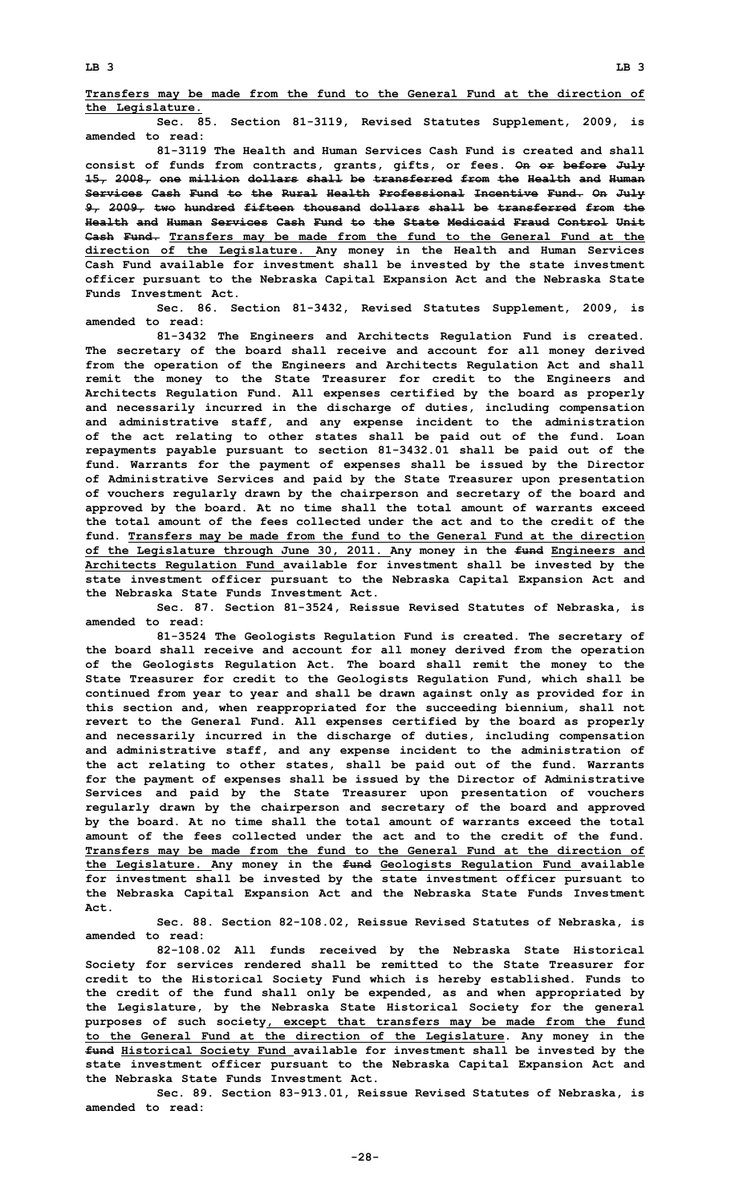Transfers may be made from the fund to the General Fund at the direction of the Legislature.

Sec. 85. Section 81-3119, Revised Statutes Supplement, 2009, is amended to read:

81-3119 The Health and Human Services Cash Fund is created and shall consist of funds from contracts, grants, gifts, or fees. On or before July 15, 2008, one million dollars shall be transferred from the Health and Human Services Cash Fund to the Rural Health Professional Incentive Fund. On July 9, 2009, two hundred fifteen thousand dollars shall be transferred from the Health and Human Services Cash Fund to the State Medicaid Fraud Control Unit Cash Fund. Transfers may be made from the fund to the General Fund at the direction of the Legislature. Any money in the Health and Human Services Cash Fund available for investment shall be invested by the state investment officer pursuant to the Nebraska Capital Expansion Act and the Nebraska State Funds Investment Act.

Sec. 86. Section 81-3432, Revised Statutes Supplement, 2009, is amended to read:

81-3432 The Engineers and Architects Regulation Fund is created. The secretary of the board shall receive and account for all money derived from the operation of the Engineers and Architects Regulation Act and shall remit the money to the State Treasurer for credit to the Engineers and Architects Regulation Fund. All expenses certified by the board as properly and necessarily incurred in the discharge of duties, including compensation and administrative staff, and any expense incident to the administration of the act relating to other states shall be paid out of the fund. Loan repayments payable pursuant to section 81-3432.01 shall be paid out of the fund. Warrants for the payment of expenses shall be issued by the Director of Administrative Services and paid by the State Treasurer upon presentation of vouchers regularly drawn by the chairperson and secretary of the board and approved by the board. At no time shall the total amount of warrants exceed the total amount of the fees collected under the act and to the credit of the fund. Transfers may be made from the fund to the General Fund at the direction of the Legislature through June 30, 2011. Any money in the fund Engineers and Architects Regulation Fund available for investment shall be invested by the state investment officer pursuant to the Nebraska Capital Expansion Act and the Nebraska State Funds Investment Act.

Sec. 87. Section 81-3524, Reissue Revised Statutes of Nebraska, is amended to read:

81-3524 The Geologists Regulation Fund is created. The secretary of the board shall receive and account for all money derived from the operation of the Geologists Regulation Act. The board shall remit the money to the State Treasurer for credit to the Geologists Regulation Fund, which shall be continued from year to year and shall be drawn against only as provided for in this section and, when reappropriated for the succeeding biennium, shall not revert to the General Fund. All expenses certified by the board as properly and necessarily incurred in the discharge of duties, including compensation and administrative staff, and any expense incident to the administration of the act relating to other states, shall be paid out of the fund. Warrants for the payment of expenses shall be issued by the Director of Administrative Services and paid by the State Treasurer upon presentation of vouchers regularly drawn by the chairperson and secretary of the board and approved by the board. At no time shall the total amount of warrants exceed the total amount of the fees collected under the act and to the credit of the fund. Transfers may be made from the fund to the General Fund at the direction of the Legislature. Any money in the fund Geologists Regulation Fund available for investment shall be invested by the state investment officer pursuant to the Nebraska Capital Expansion Act and the Nebraska State Funds Investment Act.

Sec. 88. Section 82-108.02, Reissue Revised Statutes of Nebraska, is amended to read:

82-108.02 All funds received by the Nebraska State Historical Society for services rendered shall be remitted to the State Treasurer for credit to the Historical Society Fund which is hereby established. Funds to the credit of the fund shall only be expended, as and when appropriated by the Legislature, by the Nebraska State Historical Society for the general purposes of such society, except that transfers may be made from the fund to the General Fund at the direction of the Legislature. Any money in the fund Historical Society Fund available for investment shall be invested by the state investment officer pursuant to the Nebraska Capital Expansion Act and the Nebraska State Funds Investment Act.

Sec. 89. Section 83-913.01, Reissue Revised Statutes of Nebraska, is amended to read: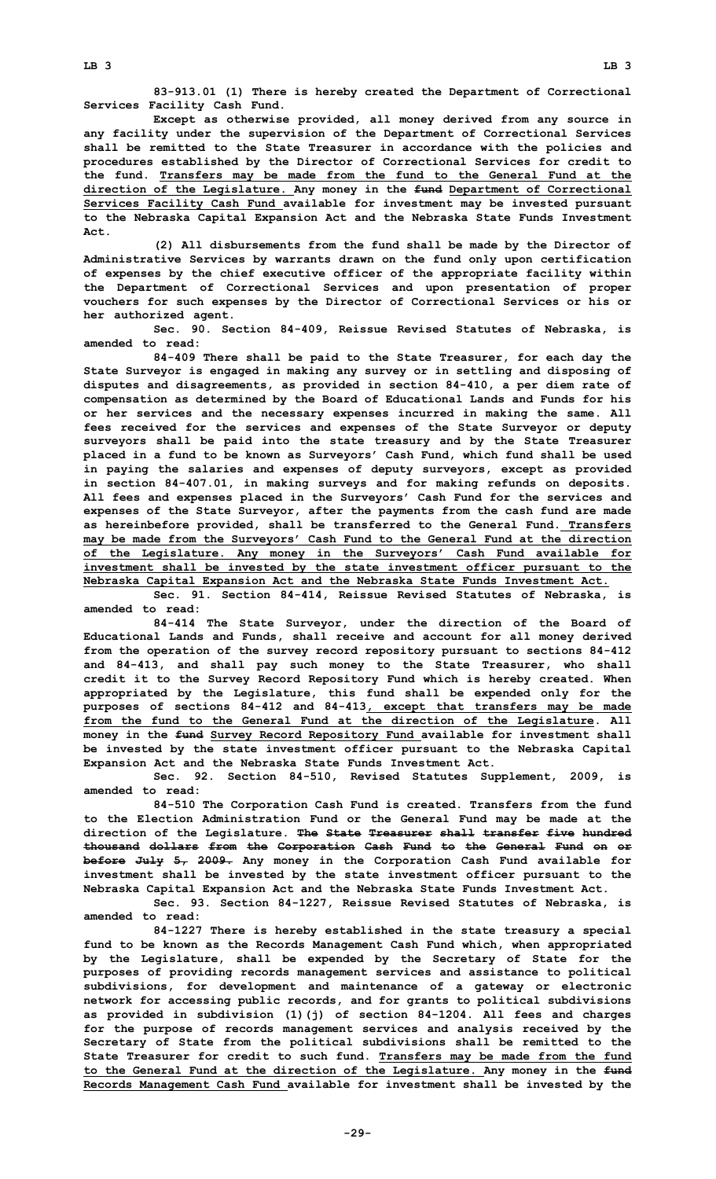83-913.01 (1) There is hereby created the Department of Correctional Services Facility Cash Fund.

Except as otherwise provided, all money derived from any source in any facility under the supervision of the Department of Correctional Services shall be remitted to the State Treasurer in accordance with the policies and procedures established by the Director of Correctional Services for credit to the fund. Transfers may be made from the fund to the General Fund at the direction of the Legislature. Any money in the ~~fund~~ Department of Correctional Services Facility Cash Fund available for investment may be invested pursuant to the Nebraska Capital Expansion Act and the Nebraska State Funds Investment Act.

(2) All disbursements from the fund shall be made by the Director of Administrative Services by warrants drawn on the fund only upon certification of expenses by the chief executive officer of the appropriate facility within the Department of Correctional Services and upon presentation of proper vouchers for such expenses by the Director of Correctional Services or his or her authorized agent.

Sec. 90. Section 84-409, Reissue Revised Statutes of Nebraska, is amended to read:

84-409 There shall be paid to the State Treasurer, for each day the State Surveyor is engaged in making any survey or in settling and disposing of disputes and disagreements, as provided in section 84-410, a per diem rate of compensation as determined by the Board of Educational Lands and Funds for his or her services and the necessary expenses incurred in making the same. All fees received for the services and expenses of the State Surveyor or deputy surveyors shall be paid into the state treasury and by the State Treasurer placed in a fund to be known as Surveyors' Cash Fund, which fund shall be used in paying the salaries and expenses of deputy surveyors, except as provided in section 84-407.01, in making surveys and for making refunds on deposits. All fees and expenses placed in the Surveyors' Cash Fund for the services and expenses of the State Surveyor, after the payments from the cash fund are made as hereinbefore provided, shall be transferred to the General Fund. Transfers may be made from the Surveyors' Cash Fund to the General Fund at the direction of the Legislature. Any money in the Surveyors' Cash Fund available for investment shall be invested by the state investment officer pursuant to the Nebraska Capital Expansion Act and the Nebraska State Funds Investment Act.

Sec. 91. Section 84-414, Reissue Revised Statutes of Nebraska, is amended to read:

84-414 The State Surveyor, under the direction of the Board of Educational Lands and Funds, shall receive and account for all money derived from the operation of the survey record repository pursuant to sections 84-412 and 84-413, and shall pay such money to the State Treasurer, who shall credit it to the Survey Record Repository Fund which is hereby created. When appropriated by the Legislature, this fund shall be expended only for the purposes of sections 84-412 and 84-413, except that transfers may be made from the fund to the General Fund at the direction of the Legislature. All money in the ~~fund~~ Survey Record Repository Fund available for investment shall be invested by the state investment officer pursuant to the Nebraska Capital Expansion Act and the Nebraska State Funds Investment Act.

Sec. 92. Section 84-510, Revised Statutes Supplement, 2009, is amended to read:

84-510 The Corporation Cash Fund is created. Transfers from the fund to the Election Administration Fund or the General Fund may be made at the direction of the Legislature. ~~The State Treasurer shall transfer five hundred thousand dollars from the Corporation Cash Fund to the General Fund on or before July 5, 2009.~~ Any money in the Corporation Cash Fund available for investment shall be invested by the state investment officer pursuant to the Nebraska Capital Expansion Act and the Nebraska State Funds Investment Act.

Sec. 93. Section 84-1227, Reissue Revised Statutes of Nebraska, is amended to read:

84-1227 There is hereby established in the state treasury a special fund to be known as the Records Management Cash Fund which, when appropriated by the Legislature, shall be expended by the Secretary of State for the purposes of providing records management services and assistance to political subdivisions, for development and maintenance of a gateway or electronic network for accessing public records, and for grants to political subdivisions as provided in subdivision (1)(j) of section 84-1204. All fees and charges for the purpose of records management services and analysis received by the Secretary of State from the political subdivisions shall be remitted to the State Treasurer for credit to such fund. Transfers may be made from the fund to the General Fund at the direction of the Legislature. Any money in the ~~fund~~ Records Management Cash Fund available for investment shall be invested by the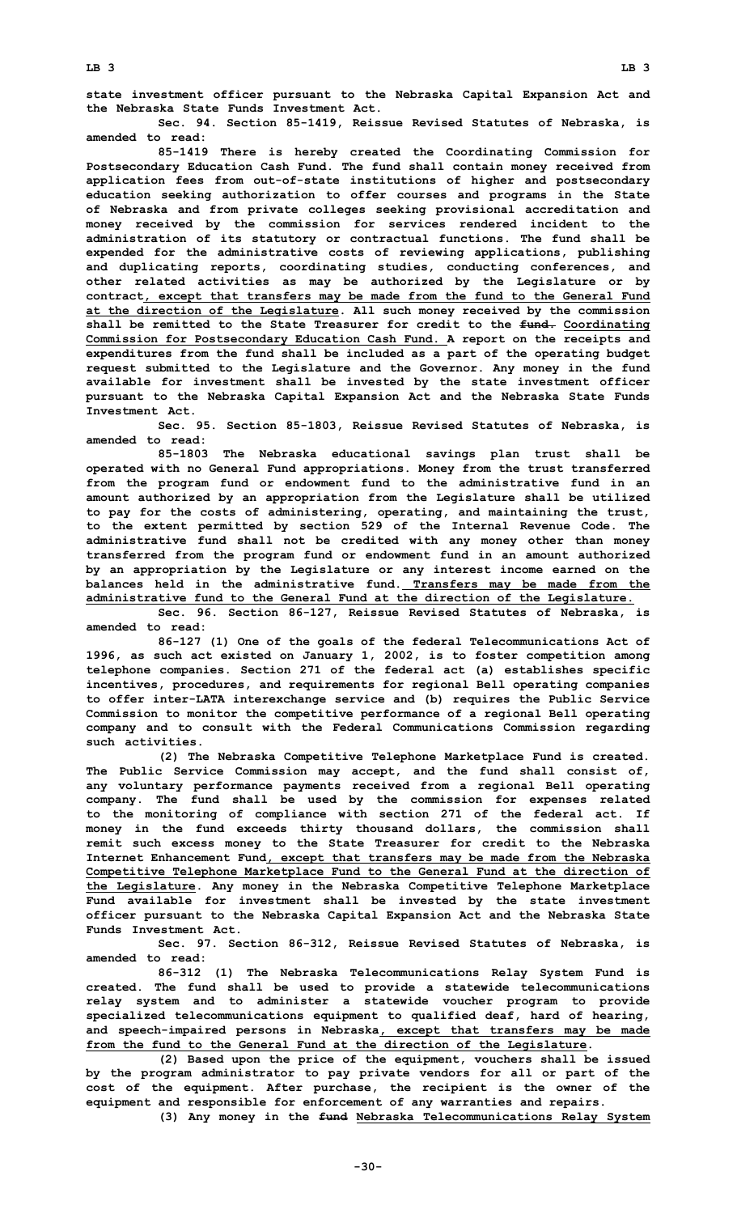**state investment officer pursuant to the Nebraska Capital Expansion Act and the Nebraska State Funds Investment Act.**

**Sec. 94. Section 85-1419, Reissue Revised Statutes of Nebraska, is amended to read:**

**85-1419 There is hereby created the Coordinating Commission for Postsecondary Education Cash Fund. The fund shall contain money received from application fees from out-of-state institutions of higher and postsecondary education seeking authorization to offer courses and programs in the State of Nebraska and from private colleges seeking provisional accreditation and money received by the commission for services rendered incident to the administration of its statutory or contractual functions. The fund shall be expended for the administrative costs of reviewing applications, publishing and duplicating reports, coordinating studies, conducting conferences, and other related activities as may be authorized by the Legislature or by contract, except that transfers may be made from the fund to the General Fund at the direction of the Legislature. All such money received by the commission shall be remitted to the State Treasurer for credit to the ~~fund.~~ Coordinating Commission for Postsecondary Education Cash Fund. A report on the receipts and expenditures from the fund shall be included as a part of the operating budget request submitted to the Legislature and the Governor. Any money in the fund available for investment shall be invested by the state investment officer pursuant to the Nebraska Capital Expansion Act and the Nebraska State Funds Investment Act.**

**Sec. 95. Section 85-1803, Reissue Revised Statutes of Nebraska, is amended to read:**

**85-1803 The Nebraska educational savings plan trust shall be operated with no General Fund appropriations. Money from the trust transferred from the program fund or endowment fund to the administrative fund in an amount authorized by an appropriation from the Legislature shall be utilized to pay for the costs of administering, operating, and maintaining the trust, to the extent permitted by section 529 of the Internal Revenue Code. The administrative fund shall not be credited with any money other than money transferred from the program fund or endowment fund in an amount authorized by an appropriation by the Legislature or any interest income earned on the balances held in the administrative fund. Transfers may be made from the administrative fund to the General Fund at the direction of the Legislature.**

**Sec. 96. Section 86-127, Reissue Revised Statutes of Nebraska, is amended to read:**

**86-127 (1) One of the goals of the federal Telecommunications Act of 1996, as such act existed on January 1, 2002, is to foster competition among telephone companies. Section 271 of the federal act (a) establishes specific incentives, procedures, and requirements for regional Bell operating companies to offer inter-LATA interexchange service and (b) requires the Public Service Commission to monitor the competitive performance of a regional Bell operating company and to consult with the Federal Communications Commission regarding such activities.**

**(2) The Nebraska Competitive Telephone Marketplace Fund is created. The Public Service Commission may accept, and the fund shall consist of, any voluntary performance payments received from a regional Bell operating company. The fund shall be used by the commission for expenses related to the monitoring of compliance with section 271 of the federal act. If money in the fund exceeds thirty thousand dollars, the commission shall remit such excess money to the State Treasurer for credit to the Nebraska Internet Enhancement Fund, except that transfers may be made from the Nebraska Competitive Telephone Marketplace Fund to the General Fund at the direction of the Legislature. Any money in the Nebraska Competitive Telephone Marketplace Fund available for investment shall be invested by the state investment officer pursuant to the Nebraska Capital Expansion Act and the Nebraska State Funds Investment Act.**

**Sec. 97. Section 86-312, Reissue Revised Statutes of Nebraska, is amended to read:**

**86-312 (1) The Nebraska Telecommunications Relay System Fund is created. The fund shall be used to provide a statewide telecommunications relay system and to administer a statewide voucher program to provide specialized telecommunications equipment to qualified deaf, hard of hearing, and speech-impaired persons in Nebraska, except that transfers may be made from the fund to the General Fund at the direction of the Legislature.**

**(2) Based upon the price of the equipment, vouchers shall be issued by the program administrator to pay private vendors for all or part of the cost of the equipment. After purchase, the recipient is the owner of the equipment and responsible for enforcement of any warranties and repairs.**

**(3) Any money in the ~~fund~~ Nebraska Telecommunications Relay System**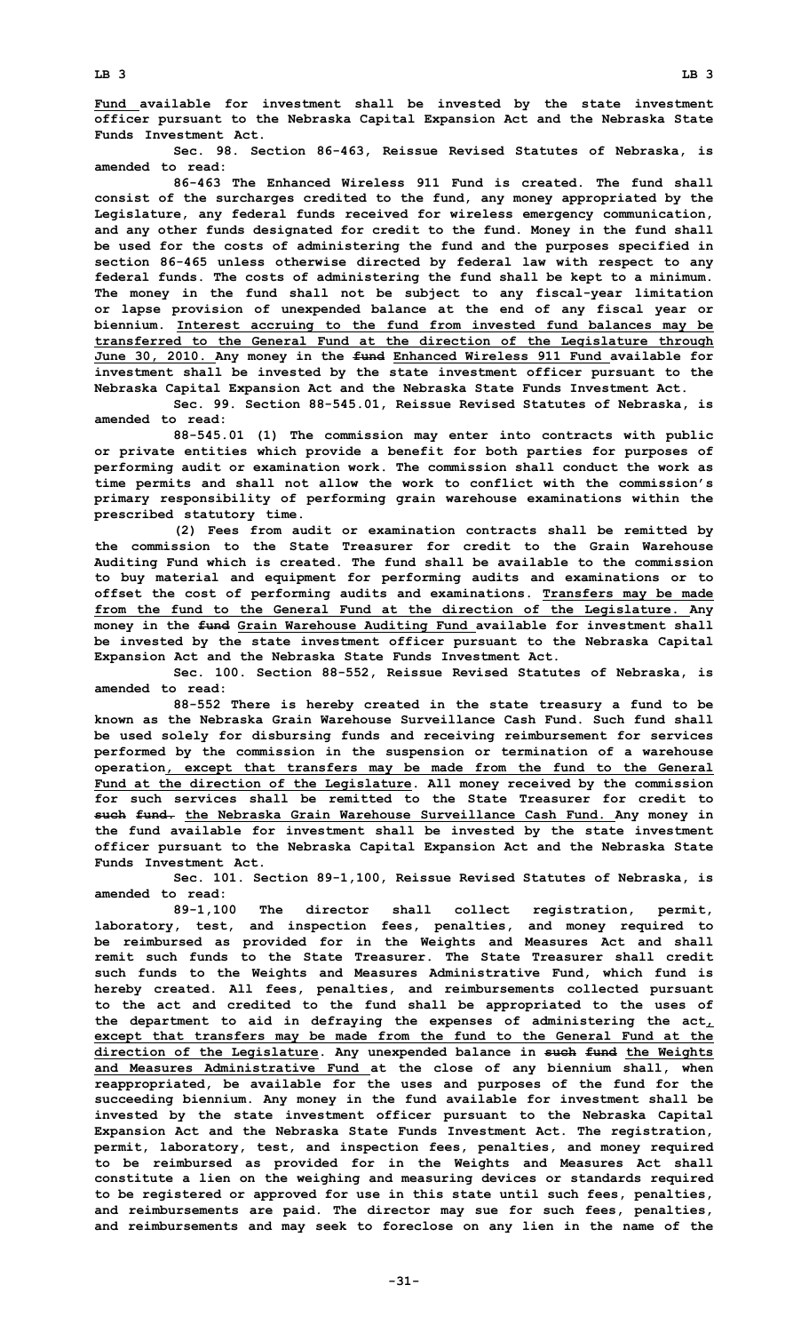**Fund available for investment shall be invested by the state investment officer pursuant to the Nebraska Capital Expansion Act and the Nebraska State Funds Investment Act.**

**Sec. 98. Section 86-463, Reissue Revised Statutes of Nebraska, is amended to read:**

**86-463 The Enhanced Wireless 911 Fund is created. The fund shall consist of the surcharges credited to the fund, any money appropriated by the Legislature, any federal funds received for wireless emergency communication, and any other funds designated for credit to the fund. Money in the fund shall be used for the costs of administering the fund and the purposes specified in section 86-465 unless otherwise directed by federal law with respect to any federal funds. The costs of administering the fund shall be kept to a minimum. The money in the fund shall not be subject to any fiscal-year limitation or lapse provision of unexpended balance at the end of any fiscal year or biennium. Interest accruing to the fund from invested fund balances may be transferred to the General Fund at the direction of the Legislature through June 30, 2010. Any money in the ~~fund~~ Enhanced Wireless 911 Fund available for investment shall be invested by the state investment officer pursuant to the Nebraska Capital Expansion Act and the Nebraska State Funds Investment Act.**

**Sec. 99. Section 88-545.01, Reissue Revised Statutes of Nebraska, is amended to read:**

**88-545.01 (1) The commission may enter into contracts with public or private entities which provide a benefit for both parties for purposes of performing audit or examination work. The commission shall conduct the work as time permits and shall not allow the work to conflict with the commission's primary responsibility of performing grain warehouse examinations within the prescribed statutory time.**

**(2) Fees from audit or examination contracts shall be remitted by the commission to the State Treasurer for credit to the Grain Warehouse Auditing Fund which is created. The fund shall be available to the commission to buy material and equipment for performing audits and examinations or to offset the cost of performing audits and examinations. Transfers may be made from the fund to the General Fund at the direction of the Legislature. Any money in the ~~fund~~ Grain Warehouse Auditing Fund available for investment shall be invested by the state investment officer pursuant to the Nebraska Capital Expansion Act and the Nebraska State Funds Investment Act.**

**Sec. 100. Section 88-552, Reissue Revised Statutes of Nebraska, is amended to read:**

**88-552 There is hereby created in the state treasury a fund to be known as the Nebraska Grain Warehouse Surveillance Cash Fund. Such fund shall be used solely for disbursing funds and receiving reimbursement for services performed by the commission in the suspension or termination of a warehouse operation, except that transfers may be made from the fund to the General Fund at the direction of the Legislature. All money received by the commission for such services shall be remitted to the State Treasurer for credit to ~~such fund.~~ the Nebraska Grain Warehouse Surveillance Cash Fund. Any money in the fund available for investment shall be invested by the state investment officer pursuant to the Nebraska Capital Expansion Act and the Nebraska State Funds Investment Act.**

**Sec. 101. Section 89-1,100, Reissue Revised Statutes of Nebraska, is amended to read:**

**89-1,100 The director shall collect registration, permit, laboratory, test, and inspection fees, penalties, and money required to be reimbursed as provided for in the Weights and Measures Act and shall remit such funds to the State Treasurer. The State Treasurer shall credit such funds to the Weights and Measures Administrative Fund, which fund is hereby created. All fees, penalties, and reimbursements collected pursuant to the act and credited to the fund shall be appropriated to the uses of the department to aid in defraying the expenses of administering the act, except that transfers may be made from the fund to the General Fund at the direction of the Legislature. Any unexpended balance in ~~such fund~~ the Weights and Measures Administrative Fund at the close of any biennium shall, when reappropriated, be available for the uses and purposes of the fund for the succeeding biennium. Any money in the fund available for investment shall be invested by the state investment officer pursuant to the Nebraska Capital Expansion Act and the Nebraska State Funds Investment Act. The registration, permit, laboratory, test, and inspection fees, penalties, and money required to be reimbursed as provided for in the Weights and Measures Act shall constitute a lien on the weighing and measuring devices or standards required to be registered or approved for use in this state until such fees, penalties, and reimbursements are paid. The director may sue for such fees, penalties, and reimbursements and may seek to foreclose on any lien in the name of the**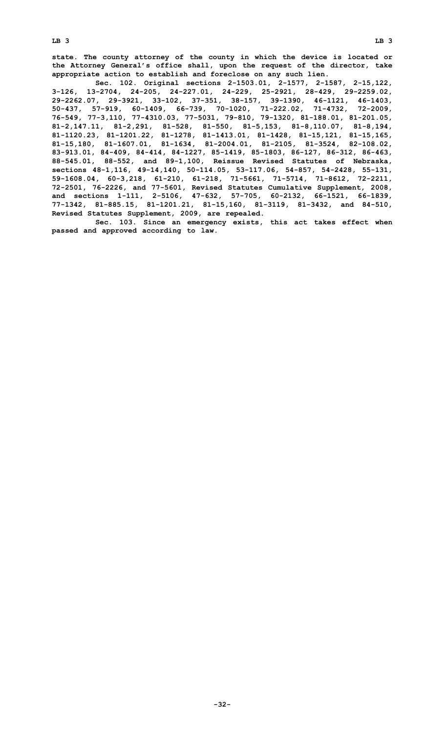state. The county attorney of the county in which the device is located or the Attorney General's office shall, upon the request of the director, take appropriate action to establish and foreclose on any such lien.

Sec. 102. Original sections 2-1503.01, 2-1577, 2-1587, 2-15,122, 3-126, 13-2704, 24-205, 24-227.01, 24-229, 25-2921, 28-429, 29-2259.02, 29-2262.07, 29-3921, 33-102, 37-351, 38-157, 39-1390, 46-1121, 46-1403, 50-437, 57-919, 60-1409, 66-739, 70-1020, 71-222.02, 71-4732, 72-2009, 76-549, 77-3,110, 77-4310.03, 77-5031, 79-810, 79-1320, 81-188.01, 81-201.05, 81-2,147.11, 81-2,291, 81-528, 81-550, 81-5,153, 81-8,110.07, 81-8,194, 81-1120.23, 81-1201.22, 81-1278, 81-1413.01, 81-1428, 81-15,121, 81-15,165, 81-15,180, 81-1607.01, 81-1634, 81-2004.01, 81-2105, 81-3524, 82-108.02, 83-913.01, 84-409, 84-414, 84-1227, 85-1419, 85-1803, 86-127, 86-312, 86-463, 88-545.01, 88-552, and 89-1,100, Reissue Revised Statutes of Nebraska, sections 48-1,116, 49-14,140, 50-114.05, 53-117.06, 54-857, 54-2428, 55-131, 59-1608.04, 60-3,218, 61-210, 61-218, 71-5661, 71-5714, 71-8612, 72-2211, 72-2501, 76-2226, and 77-5601, Revised Statutes Cumulative Supplement, 2008, and sections 1-111, 2-5106, 47-632, 57-705, 60-2132, 66-1521, 66-1839, 77-1342, 81-885.15, 81-1201.21, 81-15,160, 81-3119, 81-3432, and 84-510, Revised Statutes Supplement, 2009, are repealed.

Sec. 103. Since an emergency exists, this act takes effect when passed and approved according to law.